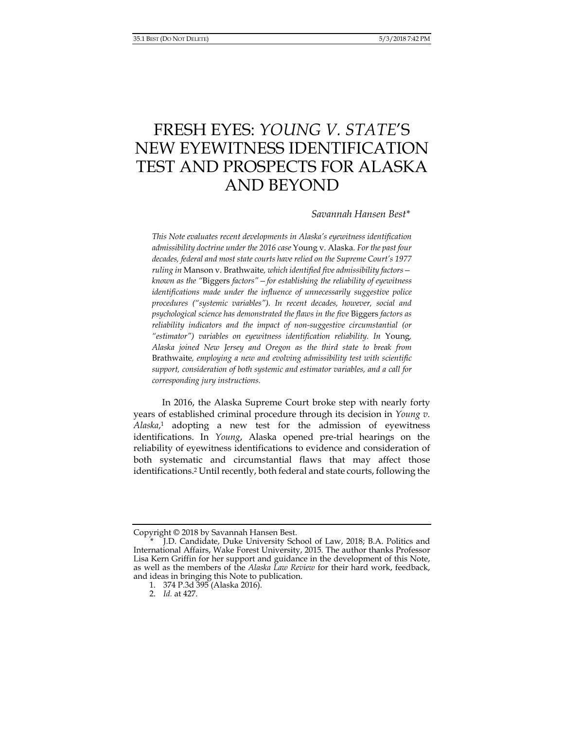# FRESH EYES: *YOUNG V. STATE*'S NEW EYEWITNESS IDENTIFICATION TEST AND PROSPECTS FOR ALASKA AND BEYOND

*Savannah Hansen Best\**

*This Note evaluates recent developments in Alaska's eyewitness identification admissibility doctrine under the 2016 case* Young v. Alaska*. For the past four decades, federal and most state courts have relied on the Supreme Court's 1977 ruling in* Manson v. Brathwaite*, which identified five admissibility factors—known as the "*Biggers *factors"—for establishing the reliability of eyewitness identifications made under the influence of unnecessarily suggestive police procedures ("systemic variables"). In recent decades, however, social and psychological science has demonstrated the flaws in the five* Biggers *factors as reliability indicators and the impact of non-suggestive circumstantial (or "estimator") variables on eyewitness identification reliability. In* Young*, Alaska joined New Jersey and Oregon as the third state to break from* Brathwaite*, employing a new and evolving admissibility test with scientific support, consideration of both systemic and estimator variables, and a call for corresponding jury instructions.*

In 2016, the Alaska Supreme Court broke step with nearly forty years of established criminal procedure through its decision in *Young v. Alaska*,[1] adopting a new test for the admission of eyewitness identifications. In *Young*, Alaska opened pre-trial hearings on the reliability of eyewitness identifications to evidence and consideration of both systematic and circumstantial flaws that may affect those identifications.[2] Until recently, both federal and state courts, following the

---

Copyright © 2018 by Savannah Hansen Best.

\* J.D. Candidate, Duke University School of Law, 2018; B.A. Politics and International Affairs, Wake Forest University, 2015. The author thanks Professor Lisa Kern Griffin for her support and guidance in the development of this Note, as well as the members of the *Alaska Law Review* for their hard work, feedback, and ideas in bringing this Note to publication.

1. 374 P.3d 395 (Alaska 2016).
2. *Id.* at 427.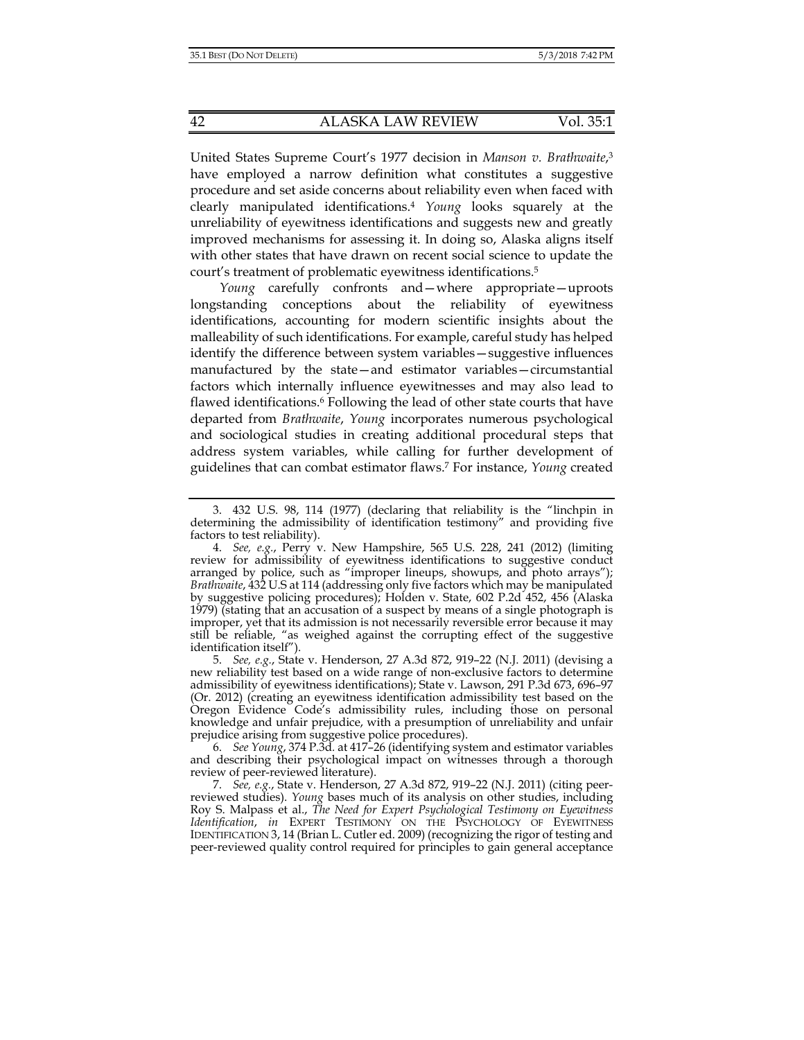United States Supreme Court's 1977 decision in *Manson v. Brathwaite*,[3] have employed a narrow definition what constitutes a suggestive procedure and set aside concerns about reliability even when faced with clearly manipulated identifications.[4] *Young* looks squarely at the unreliability of eyewitness identifications and suggests new and greatly improved mechanisms for assessing it. In doing so, Alaska aligns itself with other states that have drawn on recent social science to update the court's treatment of problematic eyewitness identifications.[5]

*Young* carefully confronts and—where appropriate—uproots longstanding conceptions about the reliability of eyewitness identifications, accounting for modern scientific insights about the malleability of such identifications. For example, careful study has helped identify the difference between system variables—suggestive influences manufactured by the state—and estimator variables—circumstantial factors which internally influence eyewitnesses and may also lead to flawed identifications.[6] Following the lead of other state courts that have departed from *Brathwaite*, *Young* incorporates numerous psychological and sociological studies in creating additional procedural steps that address system variables, while calling for further development of guidelines that can combat estimator flaws.[7] For instance, *Young* created

---

3. 432 U.S. 98, 114 (1977) (declaring that reliability is the "linchpin in determining the admissibility of identification testimony" and providing five factors to test reliability).

4. *See, e.g.*, Perry v. New Hampshire, 565 U.S. 228, 241 (2012) (limiting review for admissibility of eyewitness identifications to suggestive conduct arranged by police, such as "improper lineups, showups, and photo arrays"); *Brathwaite*, 432 U.S at 114 (addressing only five factors which may be manipulated by suggestive policing procedures); Holden v. State, 602 P.2d 452, 456 (Alaska 1979) (stating that an accusation of a suspect by means of a single photograph is improper, yet that its admission is not necessarily reversible error because it may still be reliable, "as weighed against the corrupting effect of the suggestive identification itself").

5. *See, e.g.*, State v. Henderson, 27 A.3d 872, 919–22 (N.J. 2011) (devising a new reliability test based on a wide range of non-exclusive factors to determine admissibility of eyewitness identifications); State v. Lawson, 291 P.3d 673, 696–97 (Or. 2012) (creating an eyewitness identification admissibility test based on the Oregon Evidence Code's admissibility rules, including those on personal knowledge and unfair prejudice, with a presumption of unreliability and unfair prejudice arising from suggestive police procedures).

6. *See Young*, 374 P.3d. at 417–26 (identifying system and estimator variables and describing their psychological impact on witnesses through a thorough review of peer-reviewed literature).

7. *See, e.g.*, State v. Henderson, 27 A.3d 872, 919–22 (N.J. 2011) (citing peer-reviewed studies). *Young* bases much of its analysis on other studies, including Roy S. Malpass et al., *The Need for Expert Psychological Testimony on Eyewitness Identification*, *in* EXPERT TESTIMONY ON THE PSYCHOLOGY OF EYEWITNESS IDENTIFICATION 3, 14 (Brian L. Cutler ed. 2009) (recognizing the rigor of testing and peer-reviewed quality control required for principles to gain general acceptance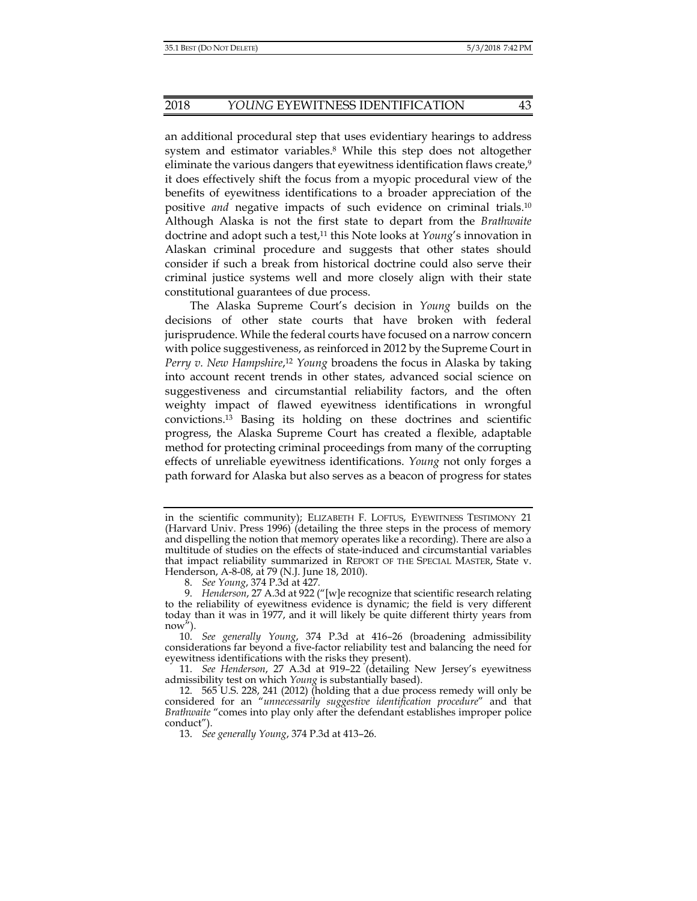an additional procedural step that uses evidentiary hearings to address system and estimator variables.[8] While this step does not altogether eliminate the various dangers that eyewitness identification flaws create,[9] it does effectively shift the focus from a myopic procedural view of the benefits of eyewitness identifications to a broader appreciation of the positive *and* negative impacts of such evidence on criminal trials.[10] Although Alaska is not the first state to depart from the *Brathwaite* doctrine and adopt such a test,[11] this Note looks at *Young*'s innovation in Alaskan criminal procedure and suggests that other states should consider if such a break from historical doctrine could also serve their criminal justice systems well and more closely align with their state constitutional guarantees of due process.

The Alaska Supreme Court's decision in *Young* builds on the decisions of other state courts that have broken with federal jurisprudence. While the federal courts have focused on a narrow concern with police suggestiveness, as reinforced in 2012 by the Supreme Court in *Perry v. New Hampshire*,[12] *Young* broadens the focus in Alaska by taking into account recent trends in other states, advanced social science on suggestiveness and circumstantial reliability factors, and the often weighty impact of flawed eyewitness identifications in wrongful convictions.[13] Basing its holding on these doctrines and scientific progress, the Alaska Supreme Court has created a flexible, adaptable method for protecting criminal proceedings from many of the corrupting effects of unreliable eyewitness identifications. *Young* not only forges a path forward for Alaska but also serves as a beacon of progress for states

---

in the scientific community); ELIZABETH F. LOFTUS, EYEWITNESS TESTIMONY 21 (Harvard Univ. Press 1996) (detailing the three steps in the process of memory and dispelling the notion that memory operates like a recording). There are also a multitude of studies on the effects of state-induced and circumstantial variables that impact reliability summarized in REPORT OF THE SPECIAL MASTER, State v. Henderson, A-8-08, at 79 (N.J. June 18, 2010).

8. *See Young*, 374 P.3d at 427.

9. *Henderson*, 27 A.3d at 922 ("[w]e recognize that scientific research relating to the reliability of eyewitness evidence is dynamic; the field is very different today than it was in 1977, and it will likely be quite different thirty years from now").

10. *See generally Young*, 374 P.3d at 416–26 (broadening admissibility considerations far beyond a five-factor reliability test and balancing the need for eyewitness identifications with the risks they present).

11. *See Henderson*, 27 A.3d at 919–22 (detailing New Jersey's eyewitness admissibility test on which *Young* is substantially based).

12. 565 U.S. 228, 241 (2012) (holding that a due process remedy will only be considered for an "*unnecessarily suggestive identification procedure*" and that *Brathwaite* "comes into play only after the defendant establishes improper police conduct").

13. *See generally Young*, 374 P.3d at 413–26.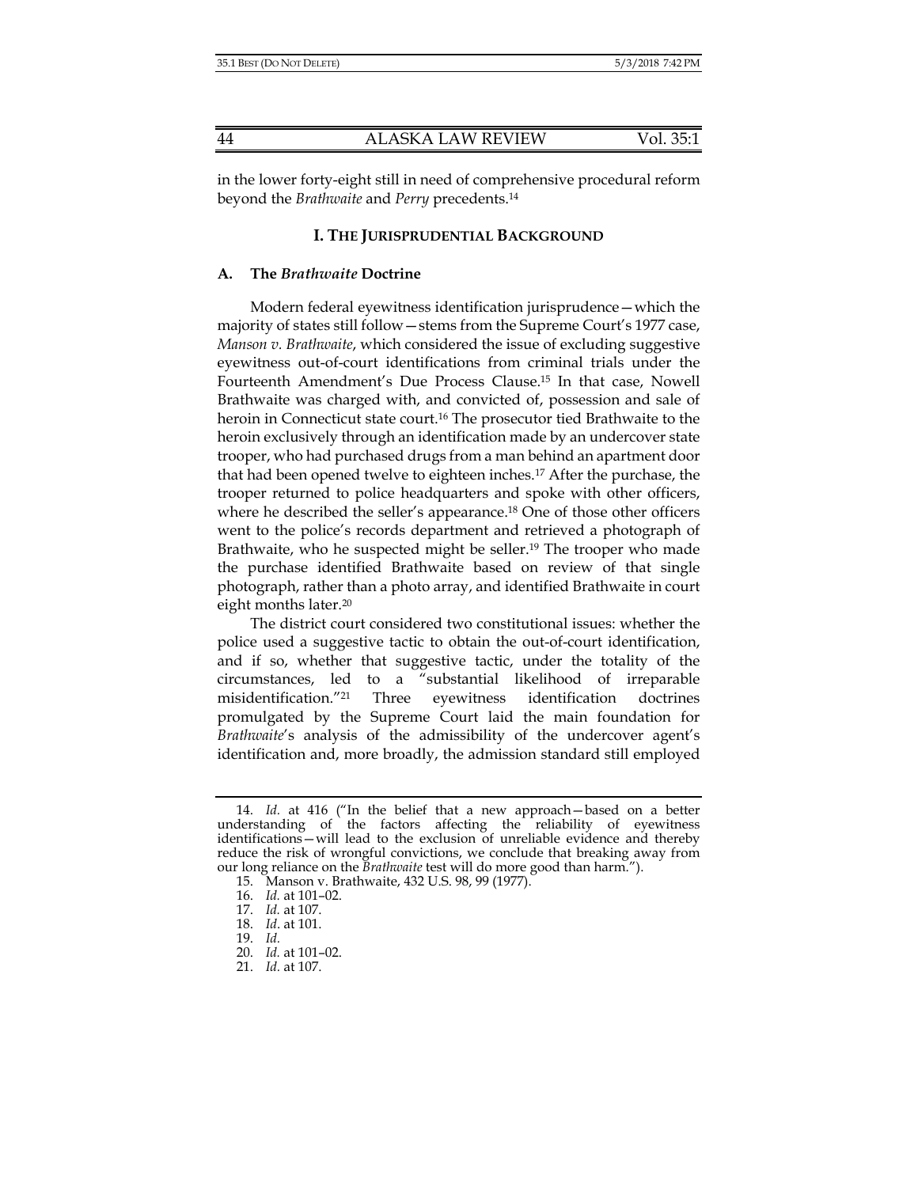in the lower forty-eight still in need of comprehensive procedural reform beyond the *Brathwaite* and *Perry* precedents.[14]

## I. THE JURISPRUDENTIAL BACKGROUND

### A. The *Brathwaite* Doctrine

Modern federal eyewitness identification jurisprudence—which the majority of states still follow—stems from the Supreme Court's 1977 case, *Manson v. Brathwaite*, which considered the issue of excluding suggestive eyewitness out-of-court identifications from criminal trials under the Fourteenth Amendment's Due Process Clause.[15] In that case, Nowell Brathwaite was charged with, and convicted of, possession and sale of heroin in Connecticut state court.[16] The prosecutor tied Brathwaite to the heroin exclusively through an identification made by an undercover state trooper, who had purchased drugs from a man behind an apartment door that had been opened twelve to eighteen inches.[17] After the purchase, the trooper returned to police headquarters and spoke with other officers, where he described the seller's appearance.[18] One of those other officers went to the police's records department and retrieved a photograph of Brathwaite, who he suspected might be seller.[19] The trooper who made the purchase identified Brathwaite based on review of that single photograph, rather than a photo array, and identified Brathwaite in court eight months later.[20]

The district court considered two constitutional issues: whether the police used a suggestive tactic to obtain the out-of-court identification, and if so, whether that suggestive tactic, under the totality of the circumstances, led to a "substantial likelihood of irreparable misidentification."[21] Three eyewitness identification doctrines promulgated by the Supreme Court laid the main foundation for *Brathwaite*'s analysis of the admissibility of the undercover agent's identification and, more broadly, the admission standard still employed

---

14. *Id.* at 416 ("In the belief that a new approach—based on a better understanding of the factors affecting the reliability of eyewitness identifications—will lead to the exclusion of unreliable evidence and thereby reduce the risk of wrongful convictions, we conclude that breaking away from our long reliance on the *Brathwaite* test will do more good than harm.").

15. Manson v. Brathwaite, 432 U.S. 98, 99 (1977).

16. *Id.* at 101–02.

17. *Id.* at 107.

18. *Id*. at 101.

19. *Id.*

20. *Id.* at 101–02.

21. *Id*. at 107.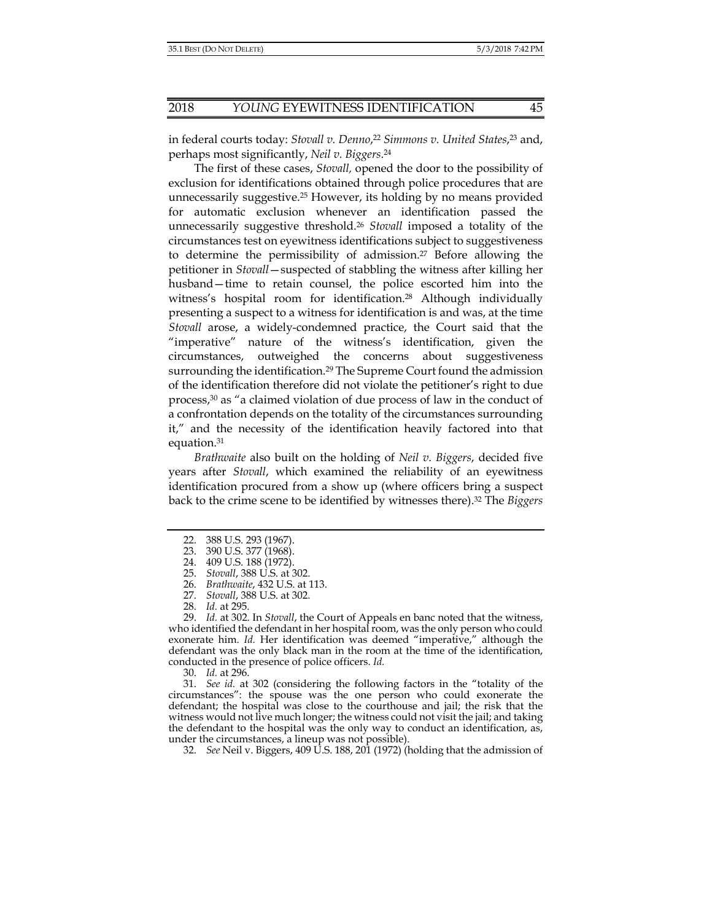in federal courts today: *Stovall v. Denno*,[22] *Simmons v. United States*,[23] and, perhaps most significantly, *Neil v. Biggers*.[24]

The first of these cases, *Stovall,* opened the door to the possibility of exclusion for identifications obtained through police procedures that are unnecessarily suggestive.[25] However, its holding by no means provided for automatic exclusion whenever an identification passed the unnecessarily suggestive threshold.[26] *Stovall* imposed a totality of the circumstances test on eyewitness identifications subject to suggestiveness to determine the permissibility of admission.[27] Before allowing the petitioner in *Stovall*—suspected of stabbing the witness after killing her husband—time to retain counsel, the police escorted him into the witness's hospital room for identification.[28] Although individually presenting a suspect to a witness for identification is and was, at the time *Stovall* arose, a widely-condemned practice, the Court said that the "imperative" nature of the witness's identification, given the circumstances, outweighed the concerns about suggestiveness surrounding the identification.[29] The Supreme Court found the admission of the identification therefore did not violate the petitioner's right to due process,[30] as "a claimed violation of due process of law in the conduct of a confrontation depends on the totality of the circumstances surrounding it," and the necessity of the identification heavily factored into that equation.[31]

*Brathwaite* also built on the holding of *Neil v. Biggers*, decided five years after *Stovall*, which examined the reliability of an eyewitness identification procured from a show up (where officers bring a suspect back to the crime scene to be identified by witnesses there).[32] The *Biggers*

---

22. 388 U.S. 293 (1967).

23. 390 U.S. 377 (1968).

24. 409 U.S. 188 (1972).

25. *Stovall*, 388 U.S. at 302.

26. *Brathwaite*, 432 U.S. at 113.

27. *Stovall*, 388 U.S. at 302.

28. *Id.* at 295.

29. *Id.* at 302. In *Stovall*, the Court of Appeals en banc noted that the witness, who identified the defendant in her hospital room, was the only person who could exonerate him. *Id.* Her identification was deemed "imperative," although the defendant was the only black man in the room at the time of the identification, conducted in the presence of police officers. *Id.*

30. *Id.* at 296.

31. *See id.* at 302 (considering the following factors in the "totality of the circumstances": the spouse was the one person who could exonerate the defendant; the hospital was close to the courthouse and jail; the risk that the witness would not live much longer; the witness could not visit the jail; and taking the defendant to the hospital was the only way to conduct an identification, as, under the circumstances, a lineup was not possible).

32. *See* Neil v. Biggers, 409 U.S. 188, 201 (1972) (holding that the admission of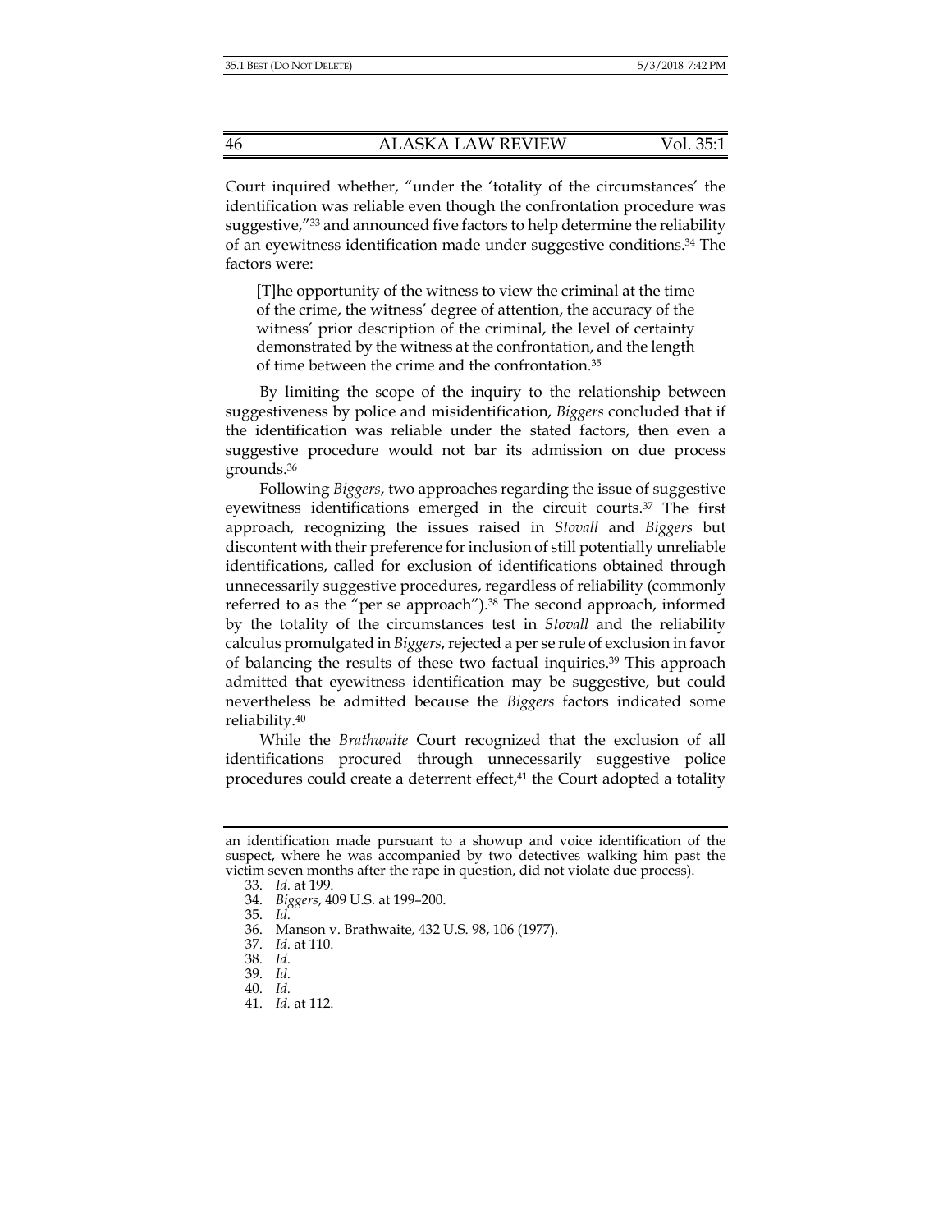Court inquired whether, "under the 'totality of the circumstances' the identification was reliable even though the confrontation procedure was suggestive,"[33] and announced five factors to help determine the reliability of an eyewitness identification made under suggestive conditions.[34] The factors were:

> [T]he opportunity of the witness to view the criminal at the time of the crime, the witness' degree of attention, the accuracy of the witness' prior description of the criminal, the level of certainty demonstrated by the witness at the confrontation, and the length of time between the crime and the confrontation.[35]

By limiting the scope of the inquiry to the relationship between suggestiveness by police and misidentification, *Biggers* concluded that if the identification was reliable under the stated factors, then even a suggestive procedure would not bar its admission on due process grounds.[36]

Following *Biggers*, two approaches regarding the issue of suggestive eyewitness identifications emerged in the circuit courts.[37] The first approach, recognizing the issues raised in *Stovall* and *Biggers* but discontent with their preference for inclusion of still potentially unreliable identifications, called for exclusion of identifications obtained through unnecessarily suggestive procedures, regardless of reliability (commonly referred to as the "per se approach").[38] The second approach, informed by the totality of the circumstances test in *Stovall* and the reliability calculus promulgated in *Biggers*, rejected a per se rule of exclusion in favor of balancing the results of these two factual inquiries.[39] This approach admitted that eyewitness identification may be suggestive, but could nevertheless be admitted because the *Biggers* factors indicated some reliability.[40]

While the *Brathwaite* Court recognized that the exclusion of all identifications procured through unnecessarily suggestive police procedures could create a deterrent effect,[41] the Court adopted a totality

---

an identification made pursuant to a showup and voice identification of the suspect, where he was accompanied by two detectives walking him past the victim seven months after the rape in question, did not violate due process).

33. *Id.* at 199.
34. *Biggers*, 409 U.S. at 199–200.
35. *Id.*
36. Manson v. Brathwaite, 432 U.S. 98, 106 (1977).
37. *Id.* at 110.
38. *Id.*
39. *Id.*
40. *Id.*
41. *Id.* at 112.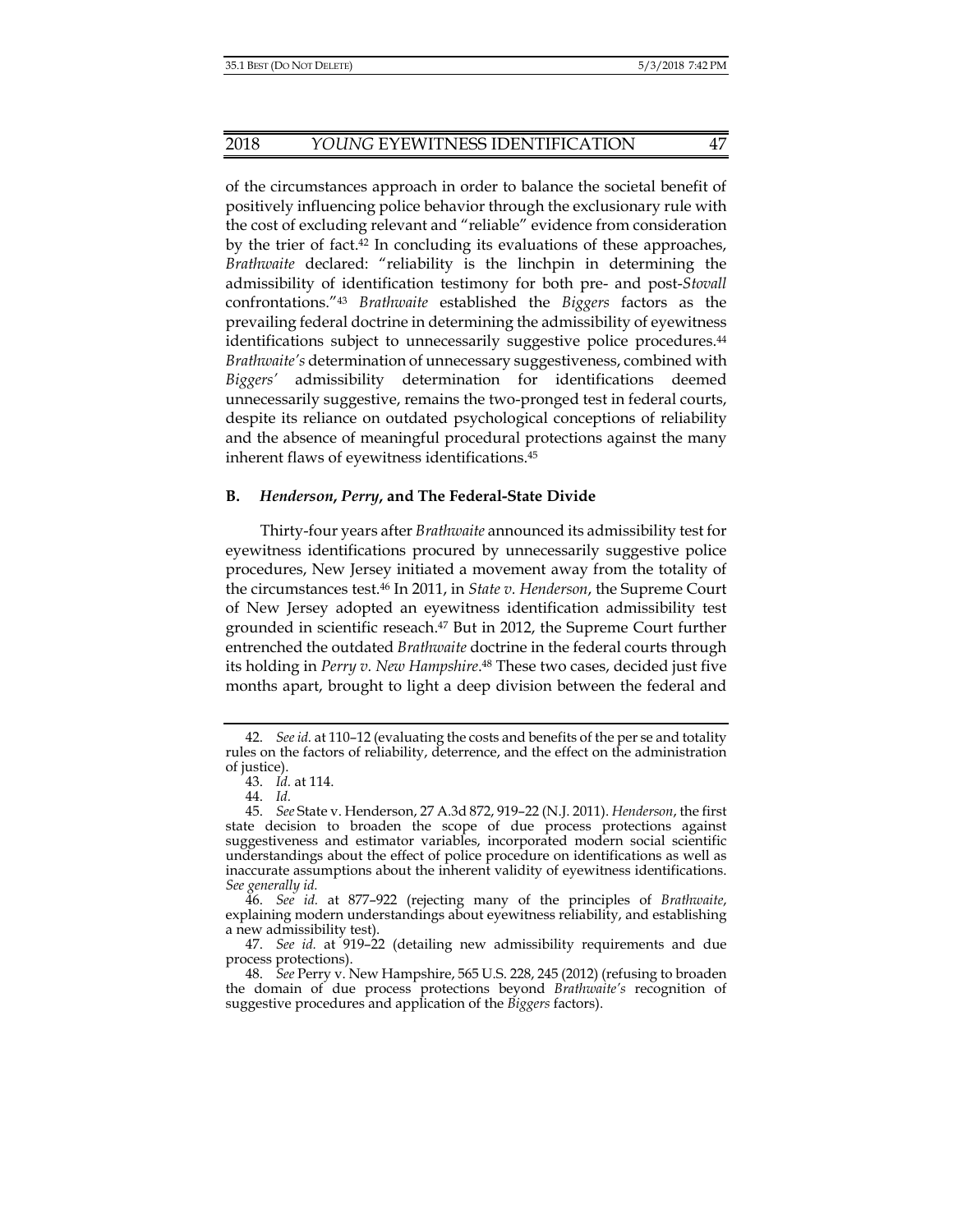of the circumstances approach in order to balance the societal benefit of positively influencing police behavior through the exclusionary rule with the cost of excluding relevant and "reliable" evidence from consideration by the trier of fact.[42] In concluding its evaluations of these approaches, *Brathwaite* declared: "reliability is the linchpin in determining the admissibility of identification testimony for both pre- and post-*Stovall* confrontations."[43] *Brathwaite* established the *Biggers* factors as the prevailing federal doctrine in determining the admissibility of eyewitness identifications subject to unnecessarily suggestive police procedures.[44] *Brathwaite's* determination of unnecessary suggestiveness, combined with *Biggers'* admissibility determination for identifications deemed unnecessarily suggestive, remains the two-pronged test in federal courts, despite its reliance on outdated psychological conceptions of reliability and the absence of meaningful procedural protections against the many inherent flaws of eyewitness identifications.[45]

### B. *Henderson*, *Perry*, and The Federal-State Divide

Thirty-four years after *Brathwaite* announced its admissibility test for eyewitness identifications procured by unnecessarily suggestive police procedures, New Jersey initiated a movement away from the totality of the circumstances test.[46] In 2011, in *State v. Henderson*, the Supreme Court of New Jersey adopted an eyewitness identification admissibility test grounded in scientific reseach.[47] But in 2012, the Supreme Court further entrenched the outdated *Brathwaite* doctrine in the federal courts through its holding in *Perry v. New Hampshire*.[48] These two cases, decided just five months apart, brought to light a deep division between the federal and

---

42. *See id.* at 110–12 (evaluating the costs and benefits of the per se and totality rules on the factors of reliability, deterrence, and the effect on the administration of justice).

43. *Id.* at 114.

44. *Id.*

45. *See* State v. Henderson, 27 A.3d 872, 919–22 (N.J. 2011). *Henderson*, the first state decision to broaden the scope of due process protections against suggestiveness and estimator variables, incorporated modern social scientific understandings about the effect of police procedure on identifications as well as inaccurate assumptions about the inherent validity of eyewitness identifications. *See generally id.*

46. *See id.* at 877–922 (rejecting many of the principles of *Brathwaite*, explaining modern understandings about eyewitness reliability, and establishing a new admissibility test).

47. *See id.* at 919–22 (detailing new admissibility requirements and due process protections).

48. *See* Perry v. New Hampshire, 565 U.S. 228, 245 (2012) (refusing to broaden the domain of due process protections beyond *Brathwaite's* recognition of suggestive procedures and application of the *Biggers* factors).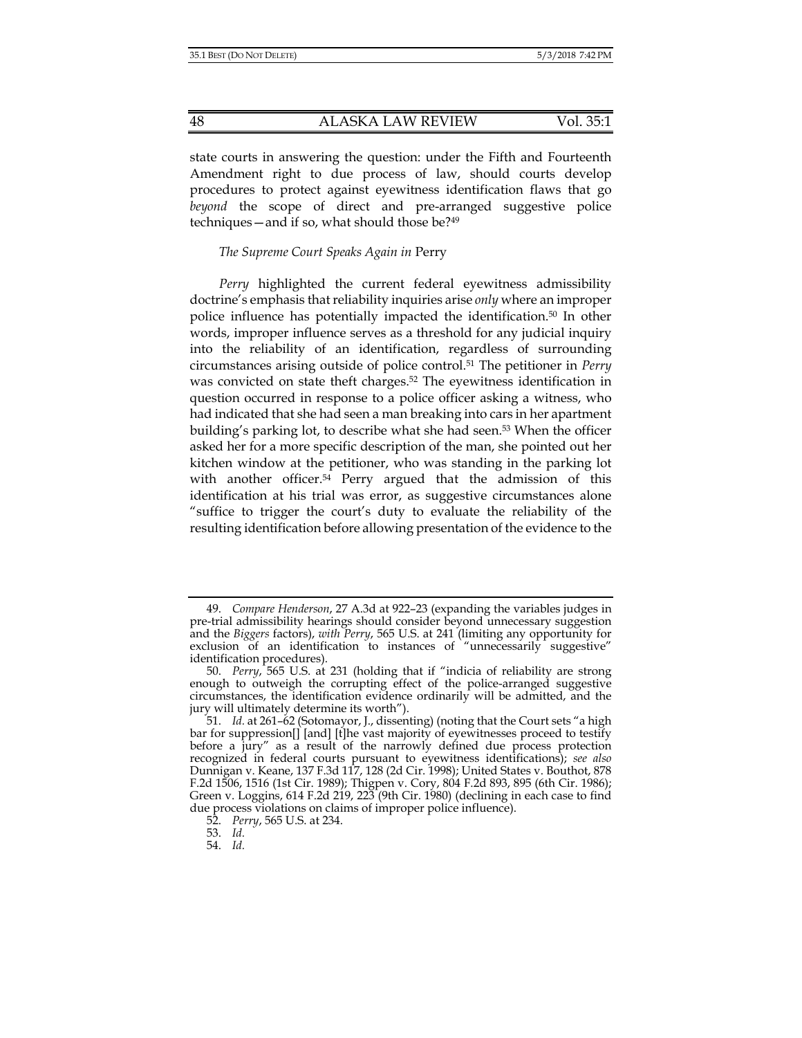state courts in answering the question: under the Fifth and Fourteenth Amendment right to due process of law, should courts develop procedures to protect against eyewitness identification flaws that go *beyond* the scope of direct and pre-arranged suggestive police techniques—and if so, what should those be?[49]

*The Supreme Court Speaks Again in* Perry

*Perry* highlighted the current federal eyewitness admissibility doctrine's emphasis that reliability inquiries arise *only* where an improper police influence has potentially impacted the identification.[50] In other words, improper influence serves as a threshold for any judicial inquiry into the reliability of an identification, regardless of surrounding circumstances arising outside of police control.[51] The petitioner in *Perry* was convicted on state theft charges.[52] The eyewitness identification in question occurred in response to a police officer asking a witness, who had indicated that she had seen a man breaking into cars in her apartment building's parking lot, to describe what she had seen.[53] When the officer asked her for a more specific description of the man, she pointed out her kitchen window at the petitioner, who was standing in the parking lot with another officer.[54] Perry argued that the admission of this identification at his trial was error, as suggestive circumstances alone "suffice to trigger the court's duty to evaluate the reliability of the resulting identification before allowing presentation of the evidence to the

---

49. *Compare Henderson*, 27 A.3d at 922–23 (expanding the variables judges in pre-trial admissibility hearings should consider beyond unnecessary suggestion and the *Biggers* factors), *with Perry*, 565 U.S. at 241 (limiting any opportunity for exclusion of an identification to instances of "unnecessarily suggestive" identification procedures).

50. *Perry*, 565 U.S. at 231 (holding that if "indicia of reliability are strong enough to outweigh the corrupting effect of the police-arranged suggestive circumstances, the identification evidence ordinarily will be admitted, and the jury will ultimately determine its worth").

51. *Id.* at 261–62 (Sotomayor, J., dissenting) (noting that the Court sets "a high bar for suppression[] [and] [t]he vast majority of eyewitnesses proceed to testify before a jury" as a result of the narrowly defined due process protection recognized in federal courts pursuant to eyewitness identifications); *see also* Dunnigan v. Keane, 137 F.3d 117, 128 (2d Cir. 1998); United States v. Bouthot, 878 F.2d 1506, 1516 (1st Cir. 1989); Thigpen v. Cory, 804 F.2d 893, 895 (6th Cir. 1986); Green v. Loggins, 614 F.2d 219, 223 (9th Cir. 1980) (declining in each case to find due process violations on claims of improper police influence).

52. *Perry*, 565 U.S. at 234.

53. *Id.*

54. *Id.*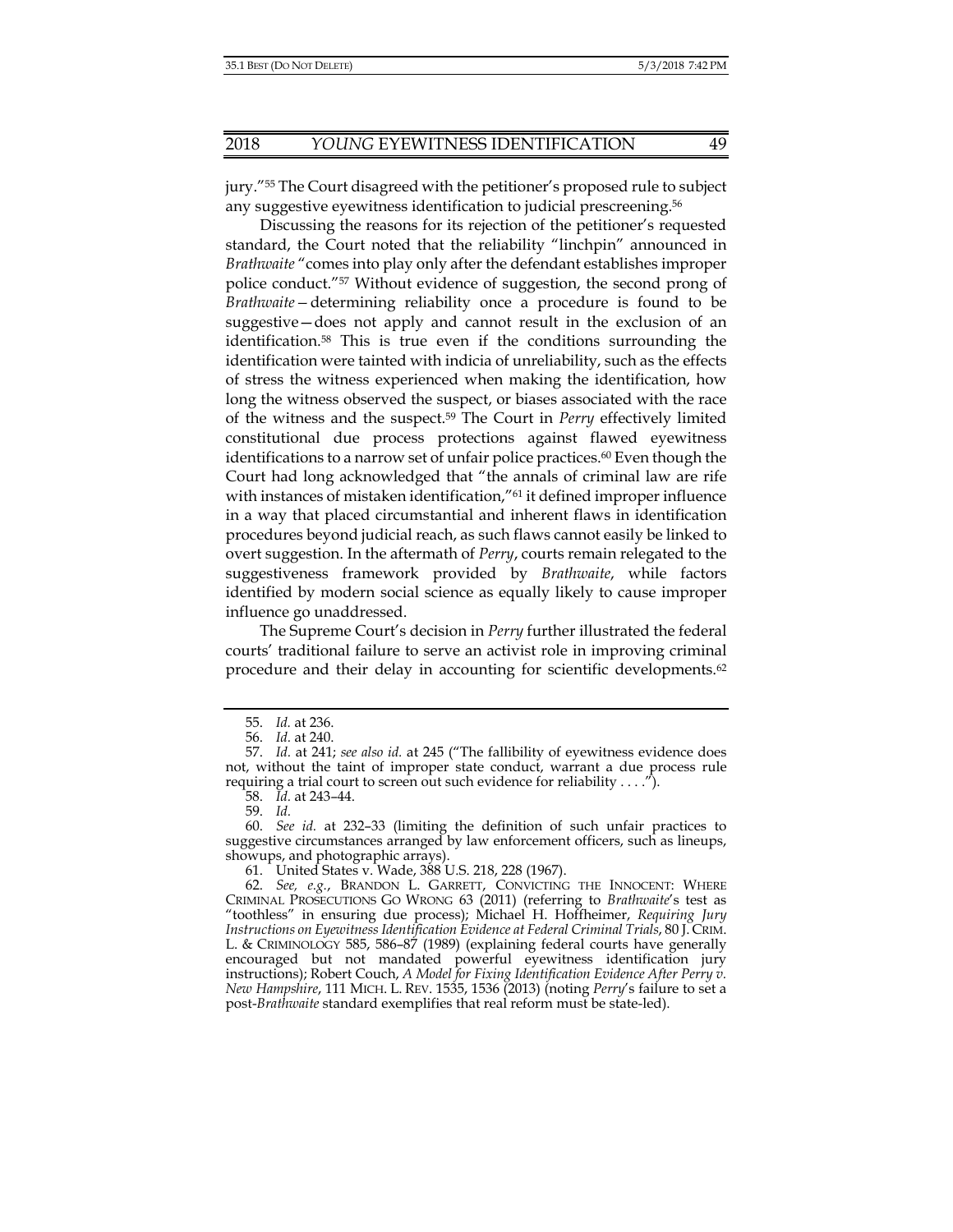jury."[55] The Court disagreed with the petitioner's proposed rule to subject any suggestive eyewitness identification to judicial prescreening.[56]

Discussing the reasons for its rejection of the petitioner's requested standard, the Court noted that the reliability "linchpin" announced in *Brathwaite* "comes into play only after the defendant establishes improper police conduct."[57] Without evidence of suggestion, the second prong of *Brathwaite*—determining reliability once a procedure is found to be suggestive—does not apply and cannot result in the exclusion of an identification.[58] This is true even if the conditions surrounding the identification were tainted with indicia of unreliability, such as the effects of stress the witness experienced when making the identification, how long the witness observed the suspect, or biases associated with the race of the witness and the suspect.[59] The Court in *Perry* effectively limited constitutional due process protections against flawed eyewitness identifications to a narrow set of unfair police practices.[60] Even though the Court had long acknowledged that "the annals of criminal law are rife with instances of mistaken identification,"[61] it defined improper influence in a way that placed circumstantial and inherent flaws in identification procedures beyond judicial reach, as such flaws cannot easily be linked to overt suggestion. In the aftermath of *Perry*, courts remain relegated to the suggestiveness framework provided by *Brathwaite*, while factors identified by modern social science as equally likely to cause improper influence go unaddressed.

The Supreme Court's decision in *Perry* further illustrated the federal courts' traditional failure to serve an activist role in improving criminal procedure and their delay in accounting for scientific developments.[62]

---

55. *Id.* at 236.

56. *Id.* at 240.

57. *Id.* at 241; *see also id.* at 245 ("The fallibility of eyewitness evidence does not, without the taint of improper state conduct, warrant a due process rule requiring a trial court to screen out such evidence for reliability . . . .").

58. *Id.* at 243–44.

59. *Id.*

60. *See id.* at 232–33 (limiting the definition of such unfair practices to suggestive circumstances arranged by law enforcement officers, such as lineups, showups, and photographic arrays).

61. United States v. Wade, 388 U.S. 218, 228 (1967).

62. *See, e.g.*, BRANDON L. GARRETT, CONVICTING THE INNOCENT: WHERE CRIMINAL PROSECUTIONS GO WRONG 63 (2011) (referring to *Brathwaite*'s test as "toothless" in ensuring due process); Michael H. Hoffheimer, *Requiring Jury Instructions on Eyewitness Identification Evidence at Federal Criminal Trials*, 80 J. CRIM. L. & CRIMINOLOGY 585, 586–87 (1989) (explaining federal courts have generally encouraged but not mandated powerful eyewitness identification jury instructions); Robert Couch, *A Model for Fixing Identification Evidence After Perry v. New Hampshire*, 111 MICH. L. REV. 1535, 1536 (2013) (noting *Perry*'s failure to set a post-*Brathwaite* standard exemplifies that real reform must be state-led).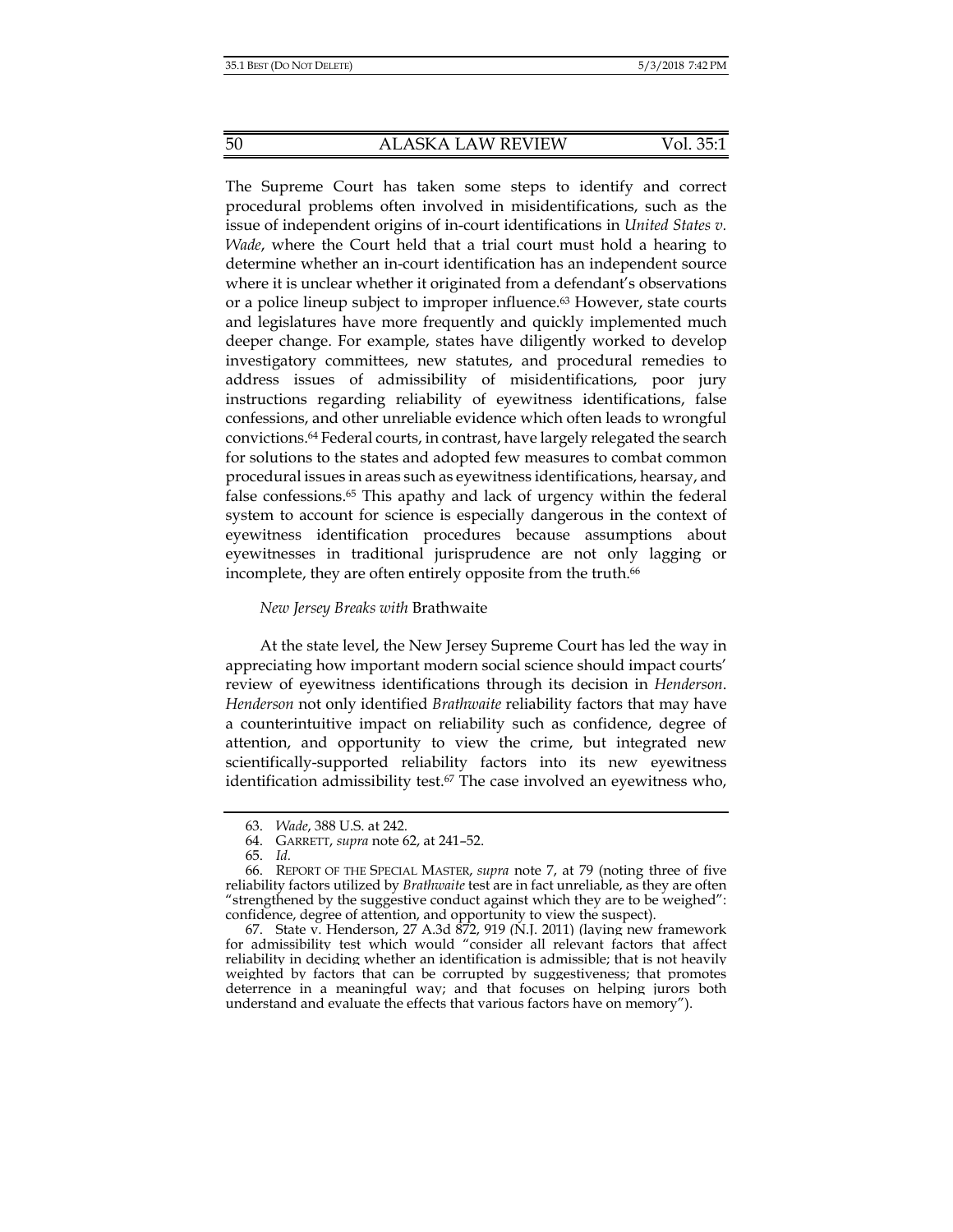The Supreme Court has taken some steps to identify and correct procedural problems often involved in misidentifications, such as the issue of independent origins of in-court identifications in *United States v. Wade*, where the Court held that a trial court must hold a hearing to determine whether an in-court identification has an independent source where it is unclear whether it originated from a defendant's observations or a police lineup subject to improper influence.[63] However, state courts and legislatures have more frequently and quickly implemented much deeper change. For example, states have diligently worked to develop investigatory committees, new statutes, and procedural remedies to address issues of admissibility of misidentifications, poor jury instructions regarding reliability of eyewitness identifications, false confessions, and other unreliable evidence which often leads to wrongful convictions.[64] Federal courts, in contrast, have largely relegated the search for solutions to the states and adopted few measures to combat common procedural issues in areas such as eyewitness identifications, hearsay, and false confessions.[65] This apathy and lack of urgency within the federal system to account for science is especially dangerous in the context of eyewitness identification procedures because assumptions about eyewitnesses in traditional jurisprudence are not only lagging or incomplete, they are often entirely opposite from the truth.[66]

### *New Jersey Breaks with* Brathwaite

At the state level, the New Jersey Supreme Court has led the way in appreciating how important modern social science should impact courts' review of eyewitness identifications through its decision in *Henderson*. *Henderson* not only identified *Brathwaite* reliability factors that may have a counterintuitive impact on reliability such as confidence, degree of attention, and opportunity to view the crime, but integrated new scientifically-supported reliability factors into its new eyewitness identification admissibility test.[67] The case involved an eyewitness who,

---

63. *Wade*, 388 U.S. at 242.

64. GARRETT, *supra* note 62, at 241–52.

65. *Id.*

66. REPORT OF THE SPECIAL MASTER, *supra* note 7, at 79 (noting three of five reliability factors utilized by *Brathwaite* test are in fact unreliable, as they are often "strengthened by the suggestive conduct against which they are to be weighed": confidence, degree of attention, and opportunity to view the suspect).

67. State v. Henderson, 27 A.3d 872, 919 (N.J. 2011) (laying new framework for admissibility test which would "consider all relevant factors that affect reliability in deciding whether an identification is admissible; that is not heavily weighted by factors that can be corrupted by suggestiveness; that promotes deterrence in a meaningful way; and that focuses on helping jurors both understand and evaluate the effects that various factors have on memory").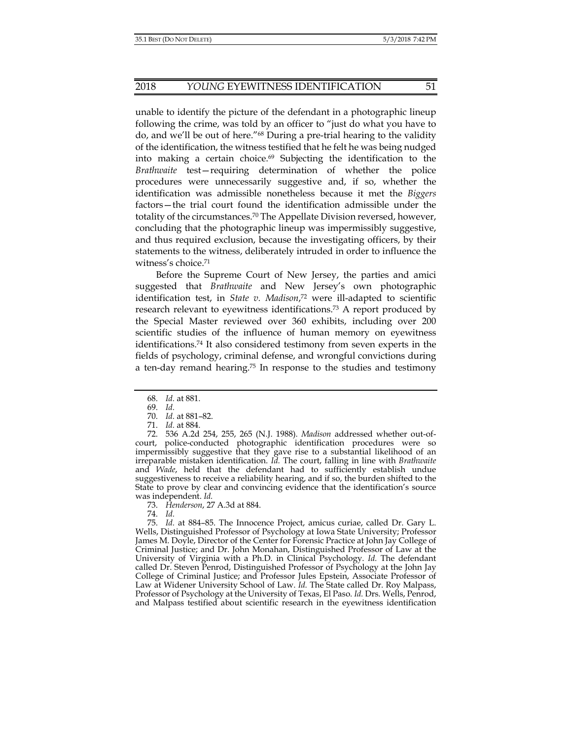unable to identify the picture of the defendant in a photographic lineup following the crime, was told by an officer to "just do what you have to do, and we'll be out of here."[68] During a pre-trial hearing to the validity of the identification, the witness testified that he felt he was being nudged into making a certain choice.[69] Subjecting the identification to the *Brathwaite* test—requiring determination of whether the police procedures were unnecessarily suggestive and, if so, whether the identification was admissible nonetheless because it met the *Biggers* factors—the trial court found the identification admissible under the totality of the circumstances.[70] The Appellate Division reversed, however, concluding that the photographic lineup was impermissibly suggestive, and thus required exclusion, because the investigating officers, by their statements to the witness, deliberately intruded in order to influence the witness's choice.[71]

Before the Supreme Court of New Jersey, the parties and amici suggested that *Brathwaite* and New Jersey's own photographic identification test, in *State v. Madison*,[72] were ill-adapted to scientific research relevant to eyewitness identifications.[73] A report produced by the Special Master reviewed over 360 exhibits, including over 200 scientific studies of the influence of human memory on eyewitness identifications.[74] It also considered testimony from seven experts in the fields of psychology, criminal defense, and wrongful convictions during a ten-day remand hearing.[75] In response to the studies and testimony

---

68. *Id.* at 881.

69. *Id.*

70. *Id.* at 881–82.

71. *Id.* at 884.

72. 536 A.2d 254, 255, 265 (N.J. 1988). *Madison* addressed whether out-of-court, police-conducted photographic identification procedures were so impermissibly suggestive that they gave rise to a substantial likelihood of an irreparable mistaken identification. *Id.* The court, falling in line with *Brathwaite* and *Wade*, held that the defendant had to sufficiently establish undue suggestiveness to receive a reliability hearing, and if so, the burden shifted to the State to prove by clear and convincing evidence that the identification's source was independent. *Id.*

73. *Henderson*, 27 A.3d at 884.

74. *Id.*

75. *Id.* at 884–85. The Innocence Project, amicus curiae, called Dr. Gary L. Wells, Distinguished Professor of Psychology at Iowa State University; Professor James M. Doyle, Director of the Center for Forensic Practice at John Jay College of Criminal Justice; and Dr. John Monahan, Distinguished Professor of Law at the University of Virginia with a Ph.D. in Clinical Psychology. *Id.* The defendant called Dr. Steven Penrod, Distinguished Professor of Psychology at the John Jay College of Criminal Justice; and Professor Jules Epstein, Associate Professor of Law at Widener University School of Law. *Id.* The State called Dr. Roy Malpass, Professor of Psychology at the University of Texas, El Paso. *Id.* Drs. Wells, Penrod, and Malpass testified about scientific research in the eyewitness identification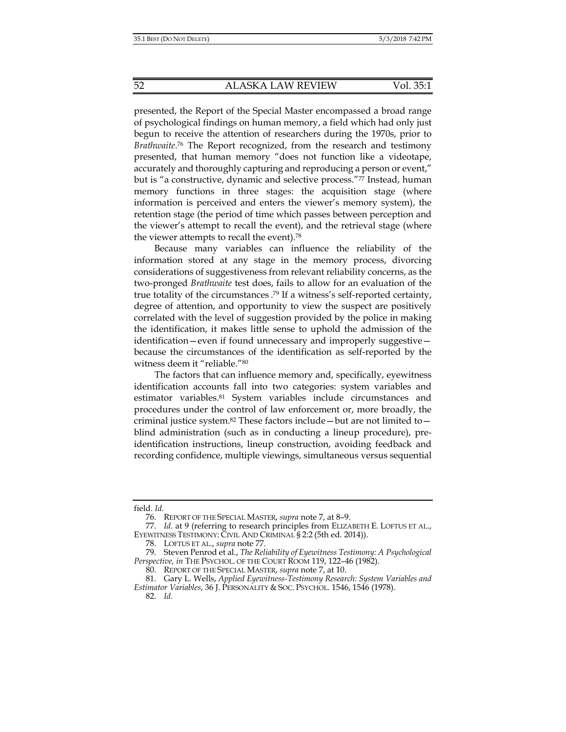presented, the Report of the Special Master encompassed a broad range of psychological findings on human memory, a field which had only just begun to receive the attention of researchers during the 1970s, prior to *Brathwaite*.[76] The Report recognized, from the research and testimony presented, that human memory "does not function like a videotape, accurately and thoroughly capturing and reproducing a person or event," but is "a constructive, dynamic and selective process."[77] Instead, human memory functions in three stages: the acquisition stage (where information is perceived and enters the viewer's memory system), the retention stage (the period of time which passes between perception and the viewer's attempt to recall the event), and the retrieval stage (where the viewer attempts to recall the event).[78]

Because many variables can influence the reliability of the information stored at any stage in the memory process, divorcing considerations of suggestiveness from relevant reliability concerns, as the two-pronged *Brathwaite* test does, fails to allow for an evaluation of the true totality of the circumstances.[79] If a witness's self-reported certainty, degree of attention, and opportunity to view the suspect are positively correlated with the level of suggestion provided by the police in making the identification, it makes little sense to uphold the admission of the identification—even if found unnecessary and improperly suggestive—because the circumstances of the identification as self-reported by the witness deem it "reliable."[80]

The factors that can influence memory and, specifically, eyewitness identification accounts fall into two categories: system variables and estimator variables.[81] System variables include circumstances and procedures under the control of law enforcement or, more broadly, the criminal justice system.[82] These factors include—but are not limited to—blind administration (such as in conducting a lineup procedure), pre-identification instructions, lineup construction, avoiding feedback and recording confidence, multiple viewings, simultaneous versus sequential

---

field. *Id.*

76. REPORT OF THE SPECIAL MASTER, *supra* note 7, at 8–9.

77. *Id.* at 9 (referring to research principles from ELIZABETH E. LOFTUS ET AL., EYEWITNESS TESTIMONY: CIVIL AND CRIMINAL § 2:2 (5th ed. 2014)).

78. LOFTUS ET AL., *supra* note 77.

79. Steven Penrod et al., *The Reliability of Eyewitness Testimony: A Psychological Perspective, in* THE PSYCHOL. OF THE COURT ROOM 119, 122–46 (1982).

80. REPORT OF THE SPECIAL MASTER, *supra* note 7, at 10.

81. Gary L. Wells, *Applied Eyewitness-Testimony Research: System Variables and Estimator Variables*, 36 J. PERSONALITY & SOC. PSYCHOL. 1546, 1546 (1978).

82. *Id.*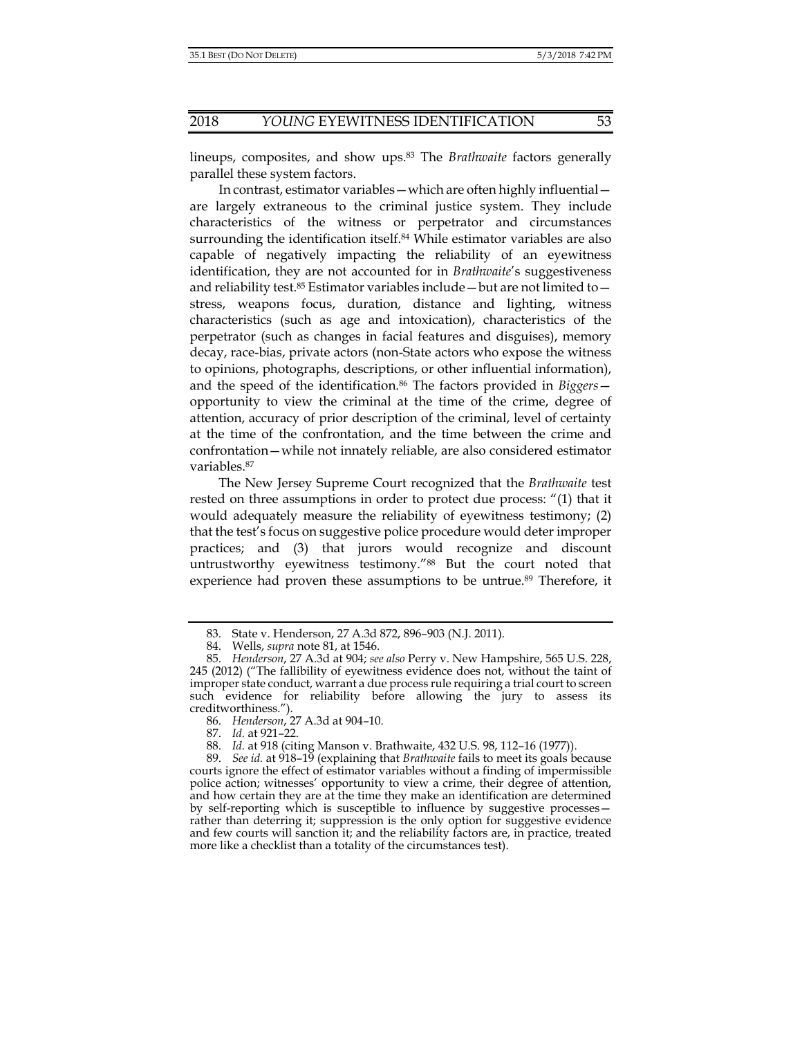lineups, composites, and show ups.[83] The *Brathwaite* factors generally parallel these system factors.

In contrast, estimator variables—which are often highly influential—are largely extraneous to the criminal justice system. They include characteristics of the witness or perpetrator and circumstances surrounding the identification itself.[84] While estimator variables are also capable of negatively impacting the reliability of an eyewitness identification, they are not accounted for in *Brathwaite*'s suggestiveness and reliability test.[85] Estimator variables include—but are not limited to—stress, weapons focus, duration, distance and lighting, witness characteristics (such as age and intoxication), characteristics of the perpetrator (such as changes in facial features and disguises), memory decay, race-bias, private actors (non-State actors who expose the witness to opinions, photographs, descriptions, or other influential information), and the speed of the identification.[86] The factors provided in *Biggers*—opportunity to view the criminal at the time of the crime, degree of attention, accuracy of prior description of the criminal, level of certainty at the time of the confrontation, and the time between the crime and confrontation—while not innately reliable, are also considered estimator variables.[87]

The New Jersey Supreme Court recognized that the *Brathwaite* test rested on three assumptions in order to protect due process: "(1) that it would adequately measure the reliability of eyewitness testimony; (2) that the test's focus on suggestive police procedure would deter improper practices; and (3) that jurors would recognize and discount untrustworthy eyewitness testimony."[88] But the court noted that experience had proven these assumptions to be untrue.[89] Therefore, it

---

83. State v. Henderson, 27 A.3d 872, 896–903 (N.J. 2011).

84. Wells, *supra* note 81, at 1546.

85. *Henderson*, 27 A.3d at 904; *see also* Perry v. New Hampshire, 565 U.S. 228, 245 (2012) ("The fallibility of eyewitness evidence does not, without the taint of improper state conduct, warrant a due process rule requiring a trial court to screen such evidence for reliability before allowing the jury to assess its creditworthiness.").

86. *Henderson*, 27 A.3d at 904–10.

87. *Id.* at 921–22.

88. *Id.* at 918 (citing Manson v. Brathwaite, 432 U.S. 98, 112–16 (1977)).

89. *See id.* at 918–19 (explaining that *Brathwaite* fails to meet its goals because courts ignore the effect of estimator variables without a finding of impermissible police action; witnesses' opportunity to view a crime, their degree of attention, and how certain they are at the time they make an identification are determined by self-reporting which is susceptible to influence by suggestive processes—rather than deterring it; suppression is the only option for suggestive evidence and few courts will sanction it; and the reliability factors are, in practice, treated more like a checklist than a totality of the circumstances test).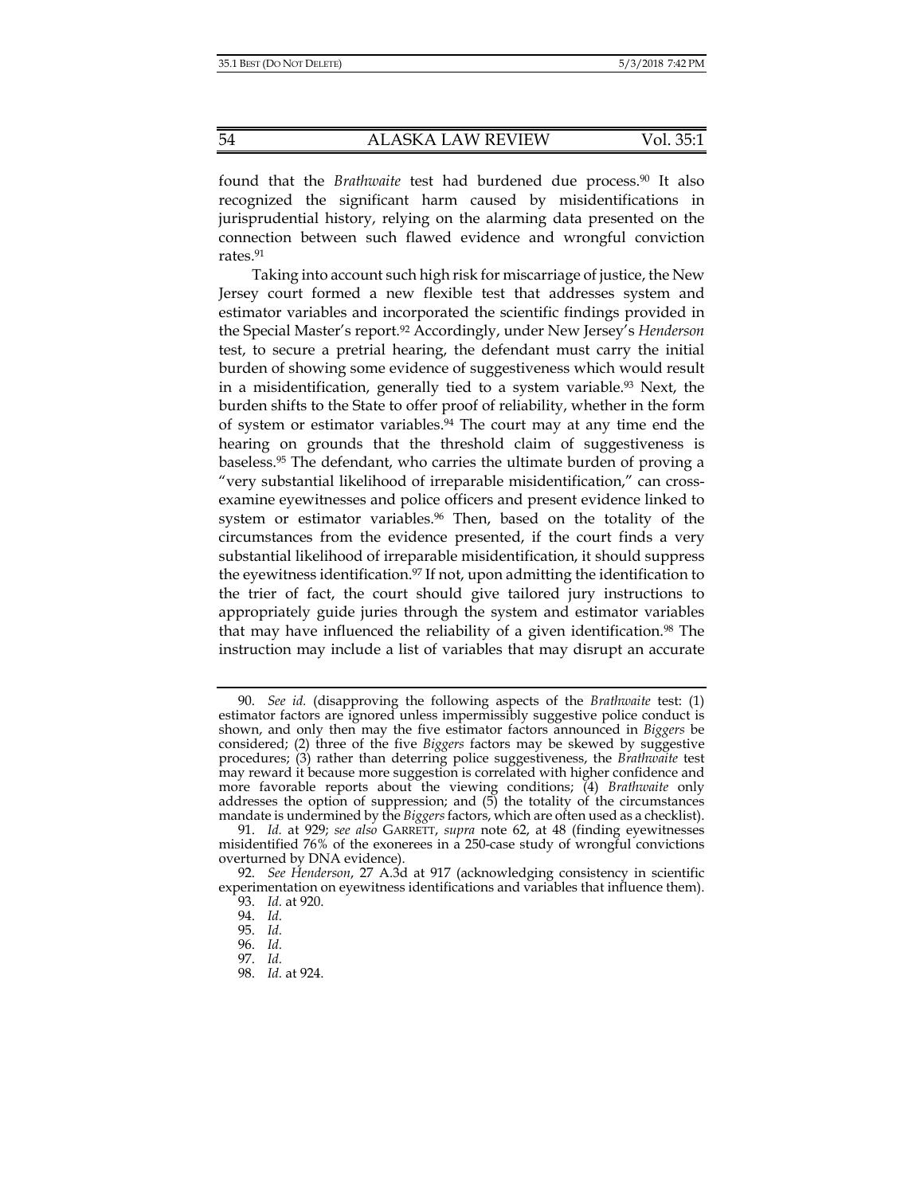found that the *Brathwaite* test had burdened due process.[90] It also recognized the significant harm caused by misidentifications in jurisprudential history, relying on the alarming data presented on the connection between such flawed evidence and wrongful conviction rates.[91]

Taking into account such high risk for miscarriage of justice, the New Jersey court formed a new flexible test that addresses system and estimator variables and incorporated the scientific findings provided in the Special Master's report.[92] Accordingly, under New Jersey's *Henderson* test, to secure a pretrial hearing, the defendant must carry the initial burden of showing some evidence of suggestiveness which would result in a misidentification, generally tied to a system variable.[93] Next, the burden shifts to the State to offer proof of reliability, whether in the form of system or estimator variables.[94] The court may at any time end the hearing on grounds that the threshold claim of suggestiveness is baseless.[95] The defendant, who carries the ultimate burden of proving a "very substantial likelihood of irreparable misidentification," can cross-examine eyewitnesses and police officers and present evidence linked to system or estimator variables.[96] Then, based on the totality of the circumstances from the evidence presented, if the court finds a very substantial likelihood of irreparable misidentification, it should suppress the eyewitness identification.[97] If not, upon admitting the identification to the trier of fact, the court should give tailored jury instructions to appropriately guide juries through the system and estimator variables that may have influenced the reliability of a given identification.[98] The instruction may include a list of variables that may disrupt an accurate

---

90. *See id.* (disapproving the following aspects of the *Brathwaite* test: (1) estimator factors are ignored unless impermissibly suggestive police conduct is shown, and only then may the five estimator factors announced in *Biggers* be considered; (2) three of the five *Biggers* factors may be skewed by suggestive procedures; (3) rather than deterring police suggestiveness, the *Brathwaite* test may reward it because more suggestion is correlated with higher confidence and more favorable reports about the viewing conditions; (4) *Brathwaite* only addresses the option of suppression; and (5) the totality of the circumstances mandate is undermined by the *Biggers* factors, which are often used as a checklist).

91. *Id.* at 929; *see also* GARRETT, *supra* note 62, at 48 (finding eyewitnesses misidentified 76% of the exonerees in a 250-case study of wrongful convictions overturned by DNA evidence).

92. *See Henderson*, 27 A.3d at 917 (acknowledging consistency in scientific experimentation on eyewitness identifications and variables that influence them).

93. *Id.* at 920.

94. *Id.*

95. *Id.*

96. *Id.*

97. *Id.*

98. *Id.* at 924.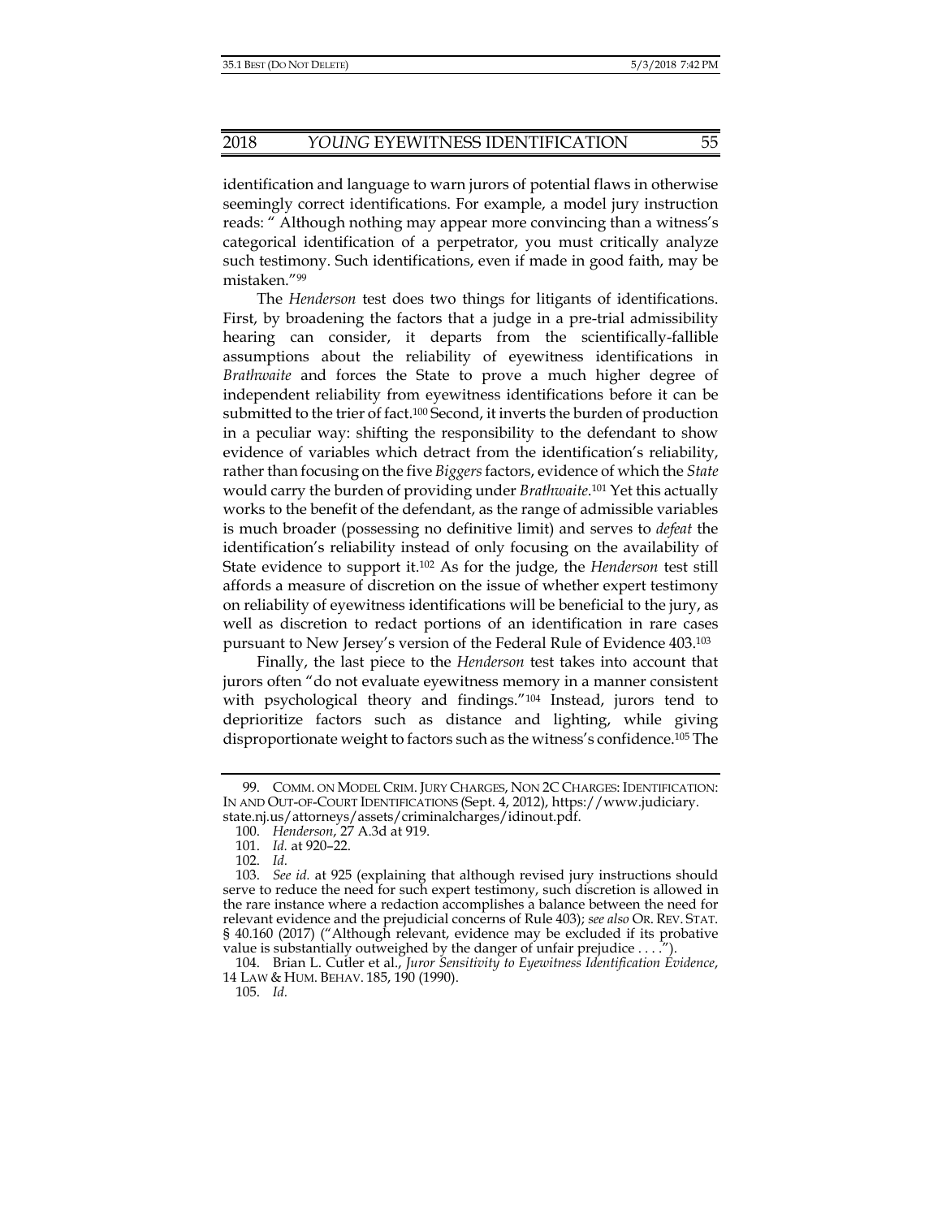identification and language to warn jurors of potential flaws in otherwise seemingly correct identifications. For example, a model jury instruction reads: " Although nothing may appear more convincing than a witness's categorical identification of a perpetrator, you must critically analyze such testimony. Such identifications, even if made in good faith, may be mistaken."[99]

The *Henderson* test does two things for litigants of identifications. First, by broadening the factors that a judge in a pre-trial admissibility hearing can consider, it departs from the scientifically-fallible assumptions about the reliability of eyewitness identifications in *Brathwaite* and forces the State to prove a much higher degree of independent reliability from eyewitness identifications before it can be submitted to the trier of fact.[100] Second, it inverts the burden of production in a peculiar way: shifting the responsibility to the defendant to show evidence of variables which detract from the identification's reliability, rather than focusing on the five *Biggers* factors, evidence of which the *State* would carry the burden of providing under *Brathwaite*.[101] Yet this actually works to the benefit of the defendant, as the range of admissible variables is much broader (possessing no definitive limit) and serves to *defeat* the identification's reliability instead of only focusing on the availability of State evidence to support it.[102] As for the judge, the *Henderson* test still affords a measure of discretion on the issue of whether expert testimony on reliability of eyewitness identifications will be beneficial to the jury, as well as discretion to redact portions of an identification in rare cases pursuant to New Jersey's version of the Federal Rule of Evidence 403.[103]

Finally, the last piece to the *Henderson* test takes into account that jurors often "do not evaluate eyewitness memory in a manner consistent with psychological theory and findings."[104] Instead, jurors tend to deprioritize factors such as distance and lighting, while giving disproportionate weight to factors such as the witness's confidence.[105] The

---

99. COMM. ON MODEL CRIM. JURY CHARGES, NON 2C CHARGES: IDENTIFICATION: IN AND OUT-OF-COURT IDENTIFICATIONS (Sept. 4, 2012), https://www.judiciary.state.nj.us/attorneys/assets/criminalcharges/idinout.pdf.

100. *Henderson*, 27 A.3d at 919.

101. *Id.* at 920–22.

102. *Id.*

103. *See id.* at 925 (explaining that although revised jury instructions should serve to reduce the need for such expert testimony, such discretion is allowed in the rare instance where a redaction accomplishes a balance between the need for relevant evidence and the prejudicial concerns of Rule 403); *see also* OR. REV. STAT. § 40.160 (2017) ("Although relevant, evidence may be excluded if its probative value is substantially outweighed by the danger of unfair prejudice . . . .").

104. Brian L. Cutler et al., *Juror Sensitivity to Eyewitness Identification Evidence*, 14 LAW & HUM. BEHAV. 185, 190 (1990).

105. *Id.*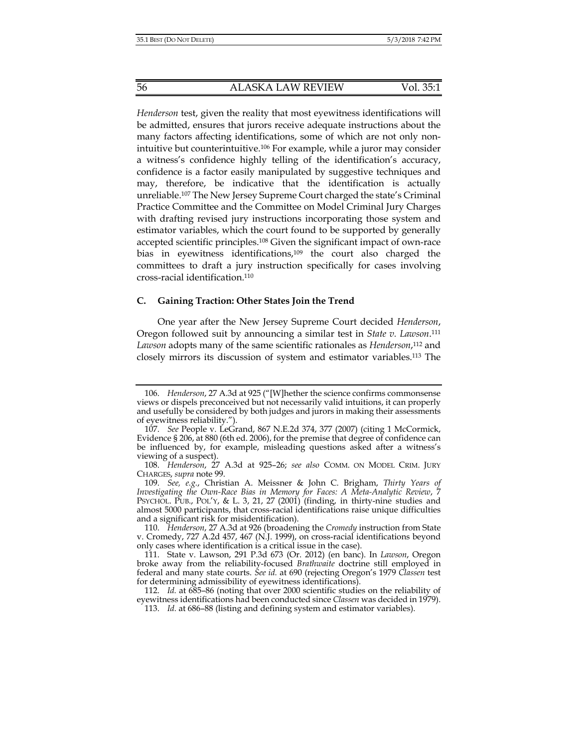*Henderson* test, given the reality that most eyewitness identifications will be admitted, ensures that jurors receive adequate instructions about the many factors affecting identifications, some of which are not only non-intuitive but counterintuitive.[106] For example, while a juror may consider a witness's confidence highly telling of the identification's accuracy, confidence is a factor easily manipulated by suggestive techniques and may, therefore, be indicative that the identification is actually unreliable.[107] The New Jersey Supreme Court charged the state's Criminal Practice Committee and the Committee on Model Criminal Jury Charges with drafting revised jury instructions incorporating those system and estimator variables, which the court found to be supported by generally accepted scientific principles.[108] Given the significant impact of own-race bias in eyewitness identifications,[109] the court also charged the committees to draft a jury instruction specifically for cases involving cross-racial identification.[110]

### C. Gaining Traction: Other States Join the Trend

One year after the New Jersey Supreme Court decided *Henderson*, Oregon followed suit by announcing a similar test in *State v. Lawson*.[111] *Lawson* adopts many of the same scientific rationales as *Henderson*,[112] and closely mirrors its discussion of system and estimator variables.[113] The

---

106. *Henderson*, 27 A.3d at 925 ("[W]hether the science confirms commonsense views or dispels preconceived but not necessarily valid intuitions, it can properly and usefully be considered by both judges and jurors in making their assessments of eyewitness reliability.").

107. *See* People v. LeGrand, 867 N.E.2d 374, 377 (2007) (citing 1 McCormick, Evidence § 206, at 880 (6th ed. 2006), for the premise that degree of confidence can be influenced by, for example, misleading questions asked after a witness's viewing of a suspect).

108. *Henderson*, 27 A.3d at 925–26; *see also* COMM. ON MODEL CRIM. JURY CHARGES, *supra* note 99.

109. *See, e.g.*, Christian A. Meissner & John C. Brigham, *Thirty Years of Investigating the Own-Race Bias in Memory for Faces: A Meta-Analytic Review*, 7 PSYCHOL. PUB., POL'Y, & L. 3, 21, 27 (2001) (finding, in thirty-nine studies and almost 5000 participants, that cross-racial identifications raise unique difficulties and a significant risk for misidentification).

110. *Henderson*, 27 A.3d at 926 (broadening the *Cromedy* instruction from State v. Cromedy, 727 A.2d 457, 467 (N.J. 1999), on cross-racial identifications beyond only cases where identification is a critical issue in the case).

111. State v. Lawson, 291 P.3d 673 (Or. 2012) (en banc). In *Lawson*, Oregon broke away from the reliability-focused *Brathwaite* doctrine still employed in federal and many state courts. *See id.* at 690 (rejecting Oregon's 1979 *Classen* test for determining admissibility of eyewitness identifications).

112. *Id.* at 685–86 (noting that over 2000 scientific studies on the reliability of eyewitness identifications had been conducted since *Classen* was decided in 1979).

113. *Id.* at 686–88 (listing and defining system and estimator variables).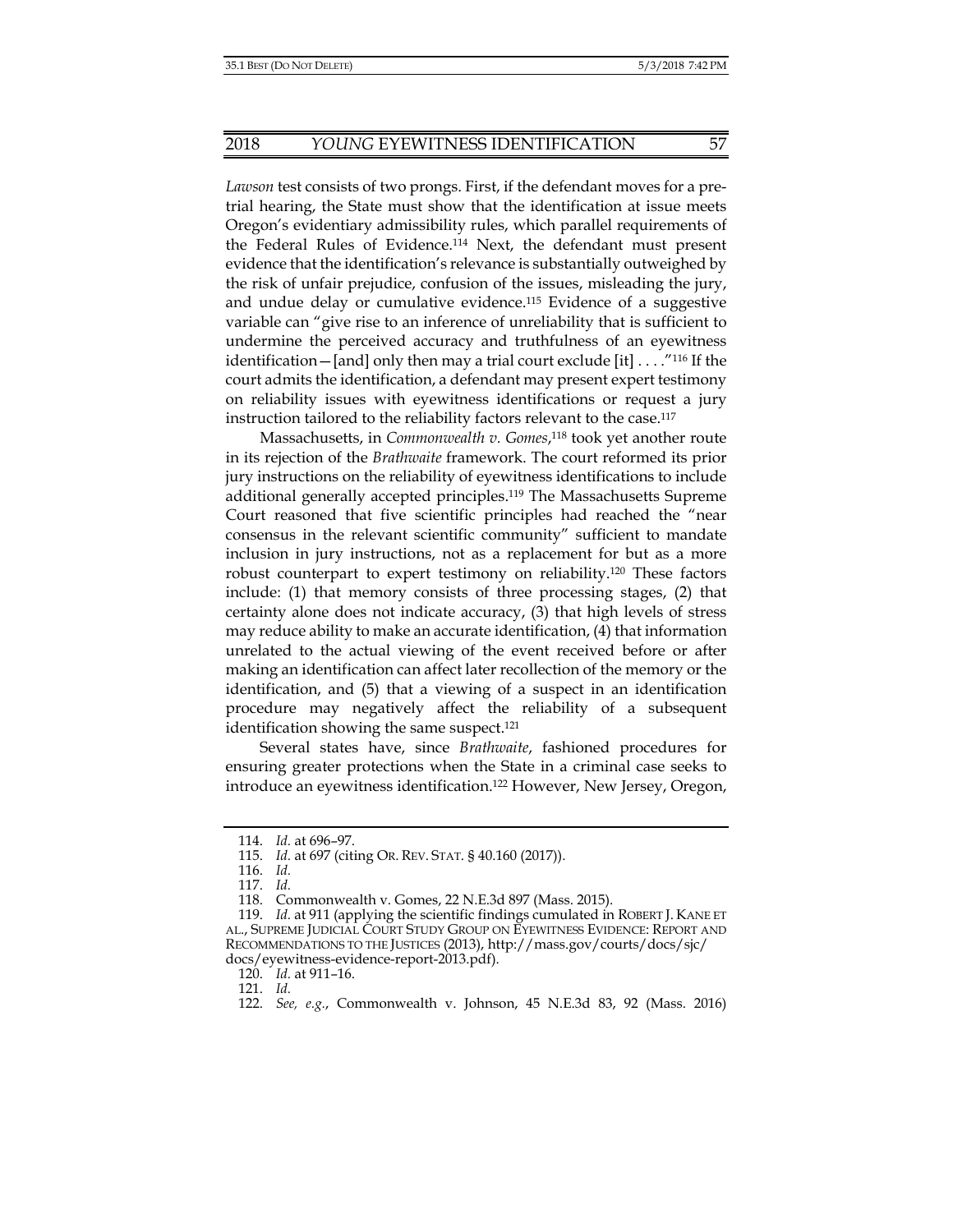*Lawson* test consists of two prongs. First, if the defendant moves for a pre-trial hearing, the State must show that the identification at issue meets Oregon's evidentiary admissibility rules, which parallel requirements of the Federal Rules of Evidence.[114] Next, the defendant must present evidence that the identification's relevance is substantially outweighed by the risk of unfair prejudice, confusion of the issues, misleading the jury, and undue delay or cumulative evidence.[115] Evidence of a suggestive variable can "give rise to an inference of unreliability that is sufficient to undermine the perceived accuracy and truthfulness of an eyewitness identification—[and] only then may a trial court exclude [it] . . . ."[116] If the court admits the identification, a defendant may present expert testimony on reliability issues with eyewitness identifications or request a jury instruction tailored to the reliability factors relevant to the case.[117]

Massachusetts, in *Commonwealth v. Gomes*,[118] took yet another route in its rejection of the *Brathwaite* framework. The court reformed its prior jury instructions on the reliability of eyewitness identifications to include additional generally accepted principles.[119] The Massachusetts Supreme Court reasoned that five scientific principles had reached the "near consensus in the relevant scientific community" sufficient to mandate inclusion in jury instructions, not as a replacement for but as a more robust counterpart to expert testimony on reliability.[120] These factors include: (1) that memory consists of three processing stages, (2) that certainty alone does not indicate accuracy, (3) that high levels of stress may reduce ability to make an accurate identification, (4) that information unrelated to the actual viewing of the event received before or after making an identification can affect later recollection of the memory or the identification, and (5) that a viewing of a suspect in an identification procedure may negatively affect the reliability of a subsequent identification showing the same suspect.[121]

Several states have, since *Brathwaite*, fashioned procedures for ensuring greater protections when the State in a criminal case seeks to introduce an eyewitness identification.[122] However, New Jersey, Oregon,

---

114. *Id.* at 696–97.

115. *Id.* at 697 (citing OR. REV. STAT. § 40.160 (2017)).

116. *Id.*

117. *Id.*

118. Commonwealth v. Gomes, 22 N.E.3d 897 (Mass. 2015).

119. *Id.* at 911 (applying the scientific findings cumulated in ROBERT J. KANE ET AL., SUPREME JUDICIAL COURT STUDY GROUP ON EYEWITNESS EVIDENCE: REPORT AND RECOMMENDATIONS TO THE JUSTICES (2013), http://mass.gov/courts/docs/sjc/docs/eyewitness-evidence-report-2013.pdf).

120. *Id.* at 911–16.

121. *Id.*

122. *See, e.g.*, Commonwealth v. Johnson, 45 N.E.3d 83, 92 (Mass. 2016)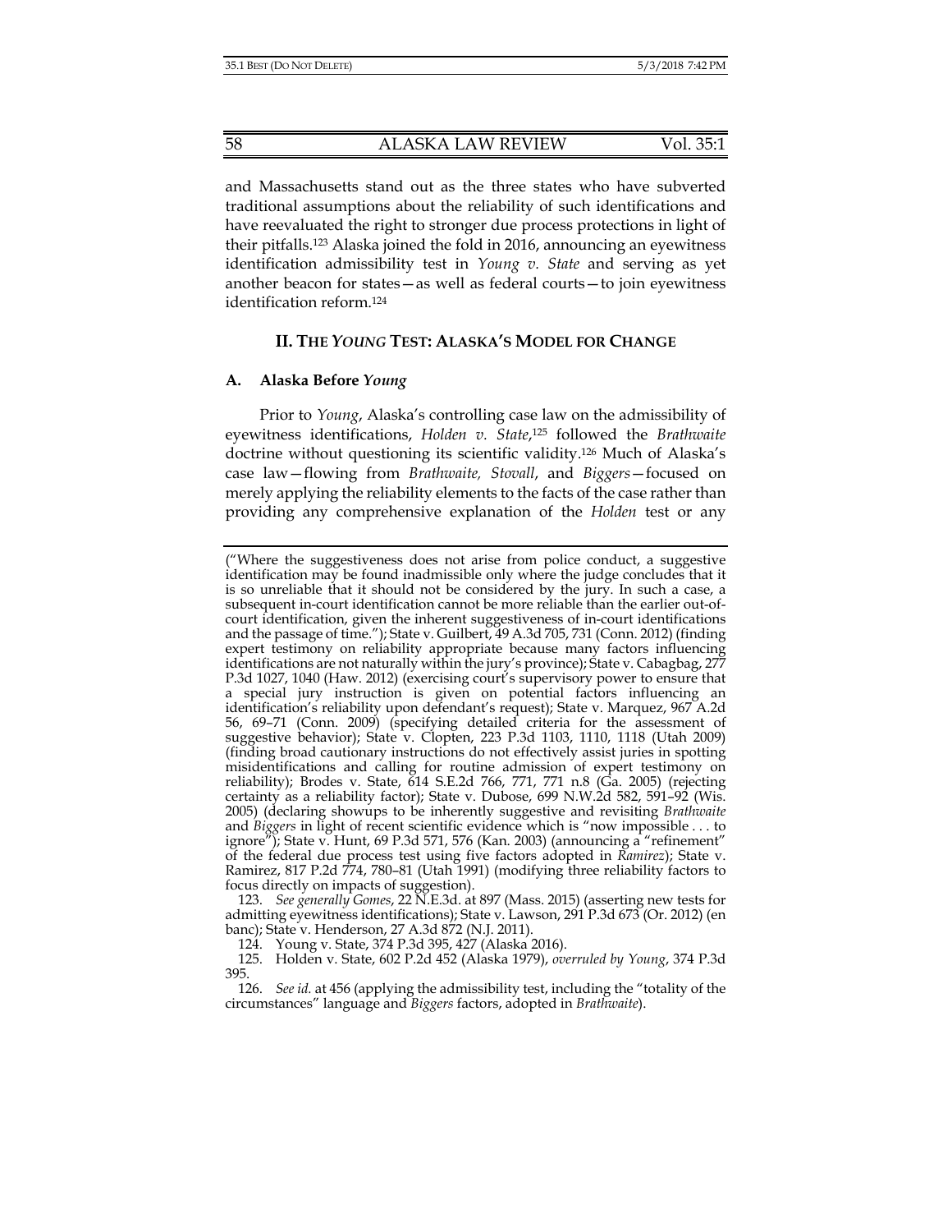and Massachusetts stand out as the three states who have subverted traditional assumptions about the reliability of such identifications and have reevaluated the right to stronger due process protections in light of their pitfalls.[123] Alaska joined the fold in 2016, announcing an eyewitness identification admissibility test in *Young v. State* and serving as yet another beacon for states—as well as federal courts—to join eyewitness identification reform.[124]

## II. THE *YOUNG* TEST: ALASKA'S MODEL FOR CHANGE

### A. Alaska Before *Young*

Prior to *Young*, Alaska's controlling case law on the admissibility of eyewitness identifications, *Holden v. State*,[125] followed the *Brathwaite* doctrine without questioning its scientific validity.[126] Much of Alaska's case law—flowing from *Brathwaite, Stovall*, and *Biggers*—focused on merely applying the reliability elements to the facts of the case rather than providing any comprehensive explanation of the *Holden* test or any

---

("Where the suggestiveness does not arise from police conduct, a suggestive identification may be found inadmissible only where the judge concludes that it is so unreliable that it should not be considered by the jury. In such a case, a subsequent in-court identification cannot be more reliable than the earlier out-of-court identification, given the inherent suggestiveness of in-court identifications and the passage of time."); State v. Guilbert, 49 A.3d 705, 731 (Conn. 2012) (finding expert testimony on reliability appropriate because many factors influencing identifications are not naturally within the jury's province); State v. Cabagbag, 277 P.3d 1027, 1040 (Haw. 2012) (exercising court's supervisory power to ensure that a special jury instruction is given on potential factors influencing an identification's reliability upon defendant's request); State v. Marquez, 967 A.2d 56, 69–71 (Conn. 2009) (specifying detailed criteria for the assessment of suggestive behavior); State v. Clopten, 223 P.3d 1103, 1110, 1118 (Utah 2009) (finding broad cautionary instructions do not effectively assist juries in spotting misidentifications and calling for routine admission of expert testimony on reliability); Brodes v. State, 614 S.E.2d 766, 771, 771 n.8 (Ga. 2005) (rejecting certainty as a reliability factor); State v. Dubose, 699 N.W.2d 582, 591–92 (Wis. 2005) (declaring showups to be inherently suggestive and revisiting *Brathwaite* and *Biggers* in light of recent scientific evidence which is "now impossible . . . to ignore"); State v. Hunt, 69 P.3d 571, 576 (Kan. 2003) (announcing a "refinement" of the federal due process test using five factors adopted in *Ramirez*); State v. Ramirez, 817 P.2d 774, 780–81 (Utah 1991) (modifying three reliability factors to focus directly on impacts of suggestion).

123. *See generally Gomes*, 22 N.E.3d. at 897 (Mass. 2015) (asserting new tests for admitting eyewitness identifications); State v. Lawson, 291 P.3d 673 (Or. 2012) (en banc); State v. Henderson, 27 A.3d 872 (N.J. 2011).

124. Young v. State, 374 P.3d 395, 427 (Alaska 2016).

125. Holden v. State, 602 P.2d 452 (Alaska 1979), *overruled by Young*, 374 P.3d 395.

126. *See id.* at 456 (applying the admissibility test, including the "totality of the circumstances" language and *Biggers* factors, adopted in *Brathwaite*).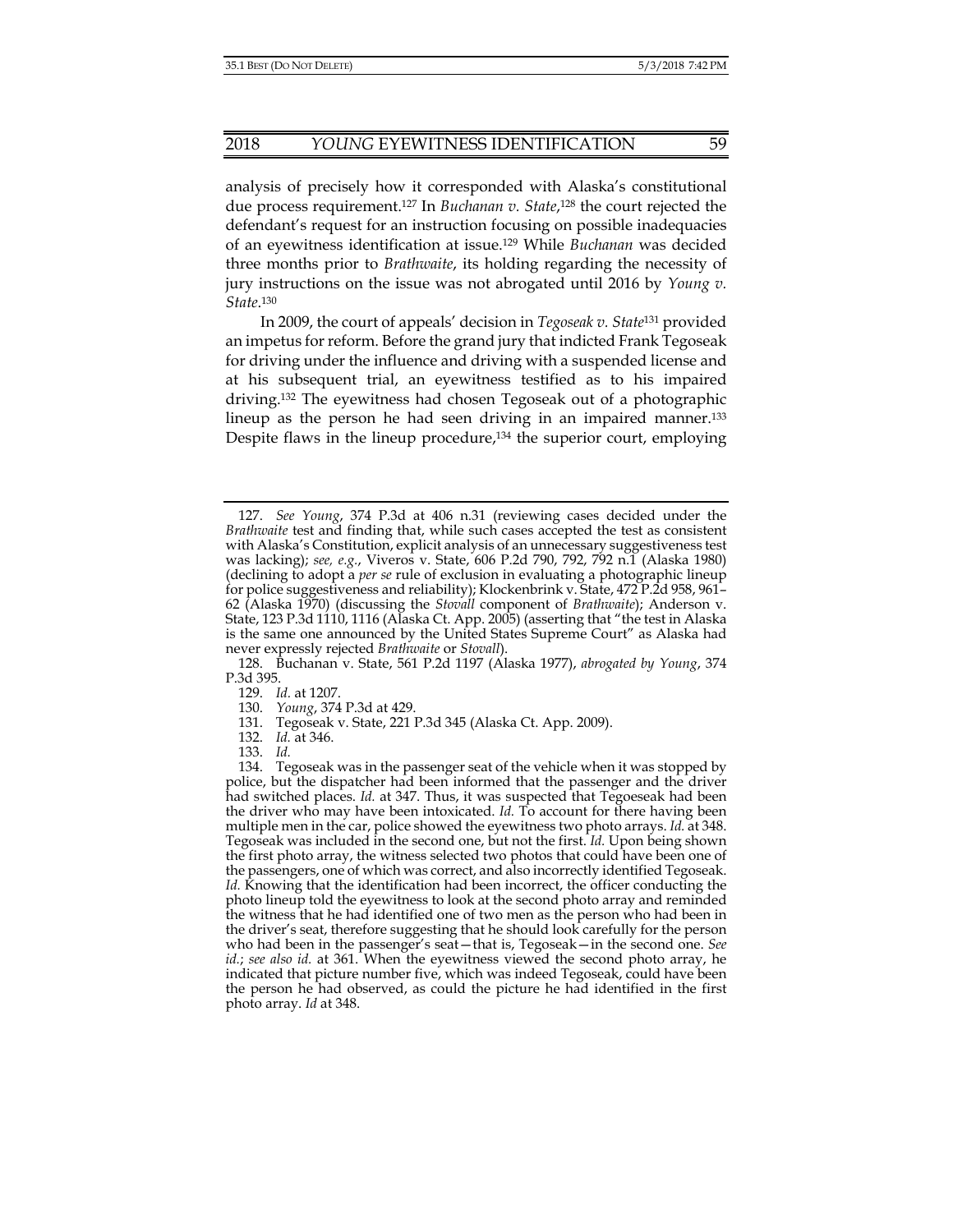analysis of precisely how it corresponded with Alaska's constitutional due process requirement.[127] In *Buchanan v. State*,[128] the court rejected the defendant's request for an instruction focusing on possible inadequacies of an eyewitness identification at issue.[129] While *Buchanan* was decided three months prior to *Brathwaite*, its holding regarding the necessity of jury instructions on the issue was not abrogated until 2016 by *Young v. State*.[130]

In 2009, the court of appeals' decision in *Tegoseak v. State*[131] provided an impetus for reform. Before the grand jury that indicted Frank Tegoseak for driving under the influence and driving with a suspended license and at his subsequent trial, an eyewitness testified as to his impaired driving.[132] The eyewitness had chosen Tegoseak out of a photographic lineup as the person he had seen driving in an impaired manner.[133] Despite flaws in the lineup procedure,[134] the superior court, employing

---

127. *See Young*, 374 P.3d at 406 n.31 (reviewing cases decided under the *Brathwaite* test and finding that, while such cases accepted the test as consistent with Alaska's Constitution, explicit analysis of an unnecessary suggestiveness test was lacking); *see, e.g.*, Viveros v. State, 606 P.2d 790, 792, 792 n.1 (Alaska 1980) (declining to adopt a *per se* rule of exclusion in evaluating a photographic lineup for police suggestiveness and reliability); Klockenbrink v. State, 472 P.2d 958, 961–62 (Alaska 1970) (discussing the *Stovall* component of *Brathwaite*); Anderson v. State, 123 P.3d 1110, 1116 (Alaska Ct. App. 2005) (asserting that "the test in Alaska is the same one announced by the United States Supreme Court" as Alaska had never expressly rejected *Brathwaite* or *Stovall*).

128. Buchanan v. State, 561 P.2d 1197 (Alaska 1977), *abrogated by Young*, 374 P.3d 395.

129. *Id.* at 1207.

130. *Young*, 374 P.3d at 429.

131. Tegoseak v. State, 221 P.3d 345 (Alaska Ct. App. 2009).

132. *Id.* at 346.

133. *Id.*

134. Tegoseak was in the passenger seat of the vehicle when it was stopped by police, but the dispatcher had been informed that the passenger and the driver had switched places. *Id.* at 347. Thus, it was suspected that Tegoeseak had been the driver who may have been intoxicated. *Id.* To account for there having been multiple men in the car, police showed the eyewitness two photo arrays. *Id.* at 348. Tegoseak was included in the second one, but not the first. *Id.* Upon being shown the first photo array, the witness selected two photos that could have been one of the passengers, one of which was correct, and also incorrectly identified Tegoseak. *Id.* Knowing that the identification had been incorrect, the officer conducting the photo lineup told the eyewitness to look at the second photo array and reminded the witness that he had identified one of two men as the person who had been in the driver's seat, therefore suggesting that he should look carefully for the person who had been in the passenger's seat—that is, Tegoseak—in the second one. *See id.*; *see also id.* at 361. When the eyewitness viewed the second photo array, he indicated that picture number five, which was indeed Tegoseak, could have been the person he had observed, as could the picture he had identified in the first photo array. *Id* at 348.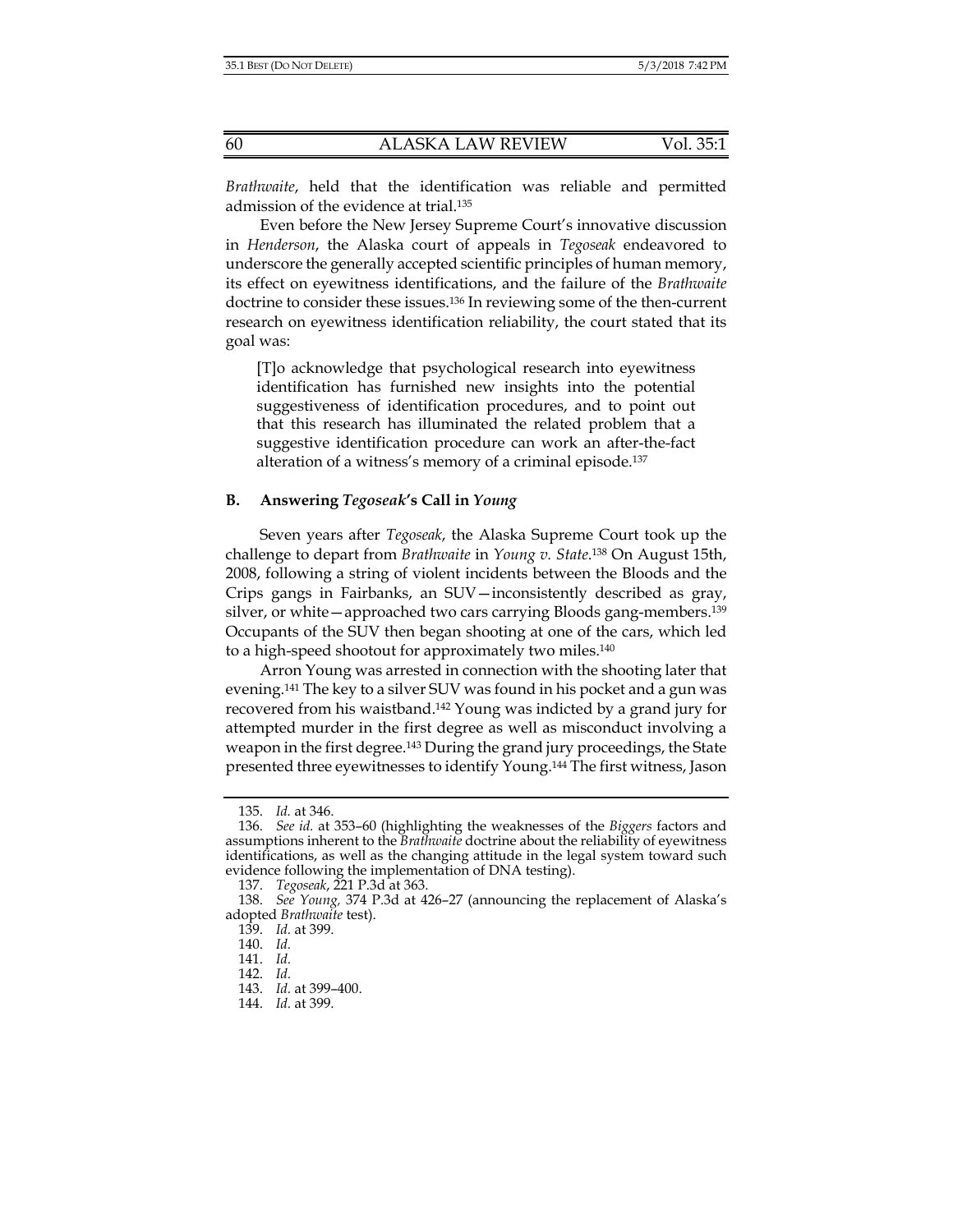*Brathwaite*, held that the identification was reliable and permitted admission of the evidence at trial.[135]

Even before the New Jersey Supreme Court's innovative discussion in *Henderson*, the Alaska court of appeals in *Tegoseak* endeavored to underscore the generally accepted scientific principles of human memory, its effect on eyewitness identifications, and the failure of the *Brathwaite* doctrine to consider these issues.[136] In reviewing some of the then-current research on eyewitness identification reliability, the court stated that its goal was:

> [T]o acknowledge that psychological research into eyewitness identification has furnished new insights into the potential suggestiveness of identification procedures, and to point out that this research has illuminated the related problem that a suggestive identification procedure can work an after-the-fact alteration of a witness's memory of a criminal episode.[137]

### B. Answering *Tegoseak*'s Call in *Young*

Seven years after *Tegoseak*, the Alaska Supreme Court took up the challenge to depart from *Brathwaite* in *Young v. State*.[138] On August 15th, 2008, following a string of violent incidents between the Bloods and the Crips gangs in Fairbanks, an SUV—inconsistently described as gray, silver, or white—approached two cars carrying Bloods gang-members.[139] Occupants of the SUV then began shooting at one of the cars, which led to a high-speed shootout for approximately two miles.[140]

Arron Young was arrested in connection with the shooting later that evening.[141] The key to a silver SUV was found in his pocket and a gun was recovered from his waistband.[142] Young was indicted by a grand jury for attempted murder in the first degree as well as misconduct involving a weapon in the first degree.[143] During the grand jury proceedings, the State presented three eyewitnesses to identify Young.[144] The first witness, Jason

---

135. *Id.* at 346.

136. *See id.* at 353–60 (highlighting the weaknesses of the *Biggers* factors and assumptions inherent to the *Brathwaite* doctrine about the reliability of eyewitness identifications, as well as the changing attitude in the legal system toward such evidence following the implementation of DNA testing).

137. *Tegoseak*, 221 P.3d at 363.

138. *See Young,* 374 P.3d at 426–27 (announcing the replacement of Alaska's adopted *Brathwaite* test).

139. *Id.* at 399.

140. *Id.*

141. *Id.*

142. *Id.*

143. *Id.* at 399–400.

144. *Id.* at 399.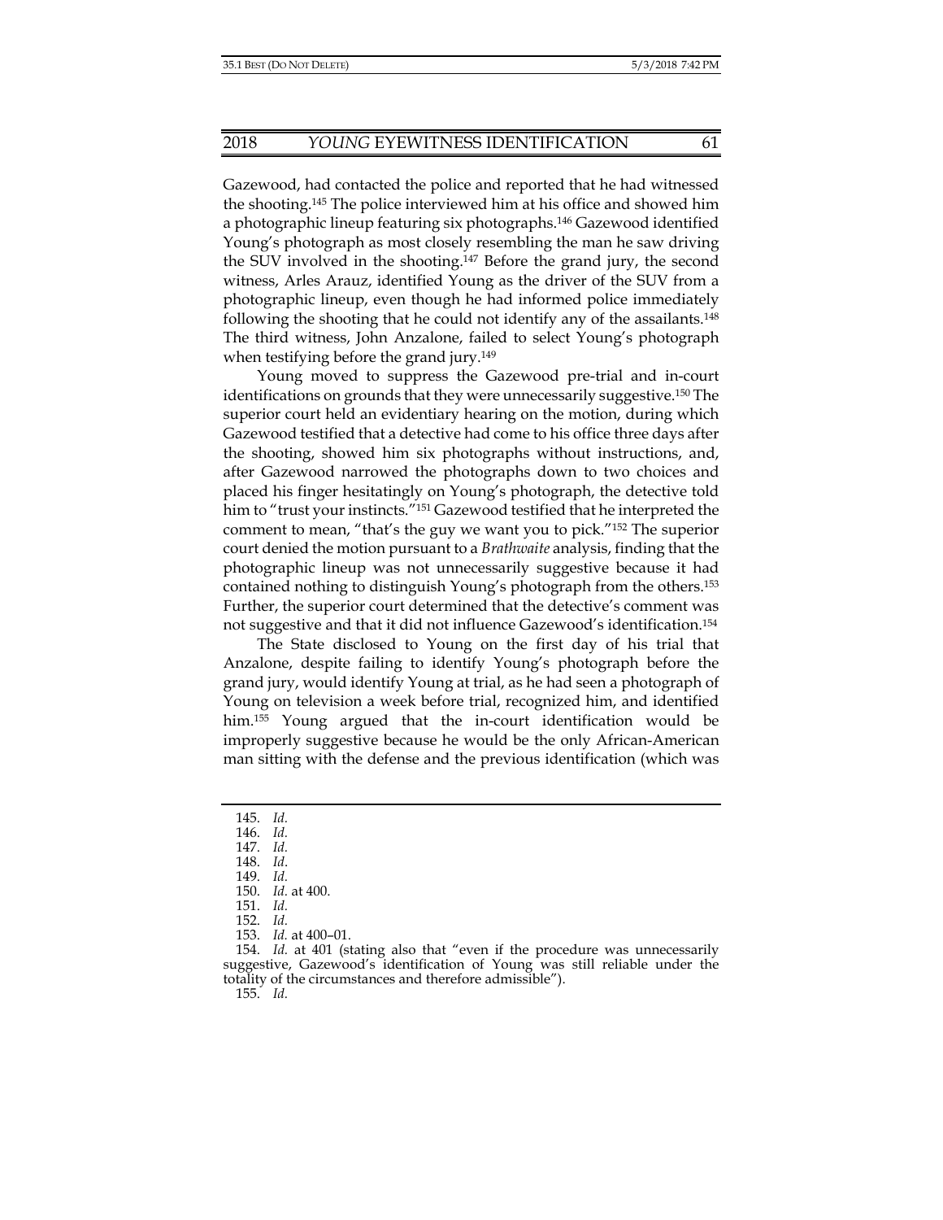Gazewood, had contacted the police and reported that he had witnessed the shooting.[145] The police interviewed him at his office and showed him a photographic lineup featuring six photographs.[146] Gazewood identified Young's photograph as most closely resembling the man he saw driving the SUV involved in the shooting.[147] Before the grand jury, the second witness, Arles Arauz, identified Young as the driver of the SUV from a photographic lineup, even though he had informed police immediately following the shooting that he could not identify any of the assailants.[148] The third witness, John Anzalone, failed to select Young's photograph when testifying before the grand jury.[149]

Young moved to suppress the Gazewood pre-trial and in-court identifications on grounds that they were unnecessarily suggestive.[150] The superior court held an evidentiary hearing on the motion, during which Gazewood testified that a detective had come to his office three days after the shooting, showed him six photographs without instructions, and, after Gazewood narrowed the photographs down to two choices and placed his finger hesitatingly on Young's photograph, the detective told him to "trust your instincts."[151] Gazewood testified that he interpreted the comment to mean, "that's the guy we want you to pick."[152] The superior court denied the motion pursuant to a *Brathwaite* analysis, finding that the photographic lineup was not unnecessarily suggestive because it had contained nothing to distinguish Young's photograph from the others.[153] Further, the superior court determined that the detective's comment was not suggestive and that it did not influence Gazewood's identification.[154]

The State disclosed to Young on the first day of his trial that Anzalone, despite failing to identify Young's photograph before the grand jury, would identify Young at trial, as he had seen a photograph of Young on television a week before trial, recognized him, and identified him.[155] Young argued that the in-court identification would be improperly suggestive because he would be the only African-American man sitting with the defense and the previous identification (which was

---

145. *Id.*
146. *Id.*
147. *Id.*
148. *Id.*
149. *Id.*
150. *Id.* at 400.
151. *Id.*
152. *Id.*
153. *Id.* at 400–01.
154. *Id.* at 401 (stating also that "even if the procedure was unnecessarily suggestive, Gazewood's identification of Young was still reliable under the totality of the circumstances and therefore admissible").
155. *Id.*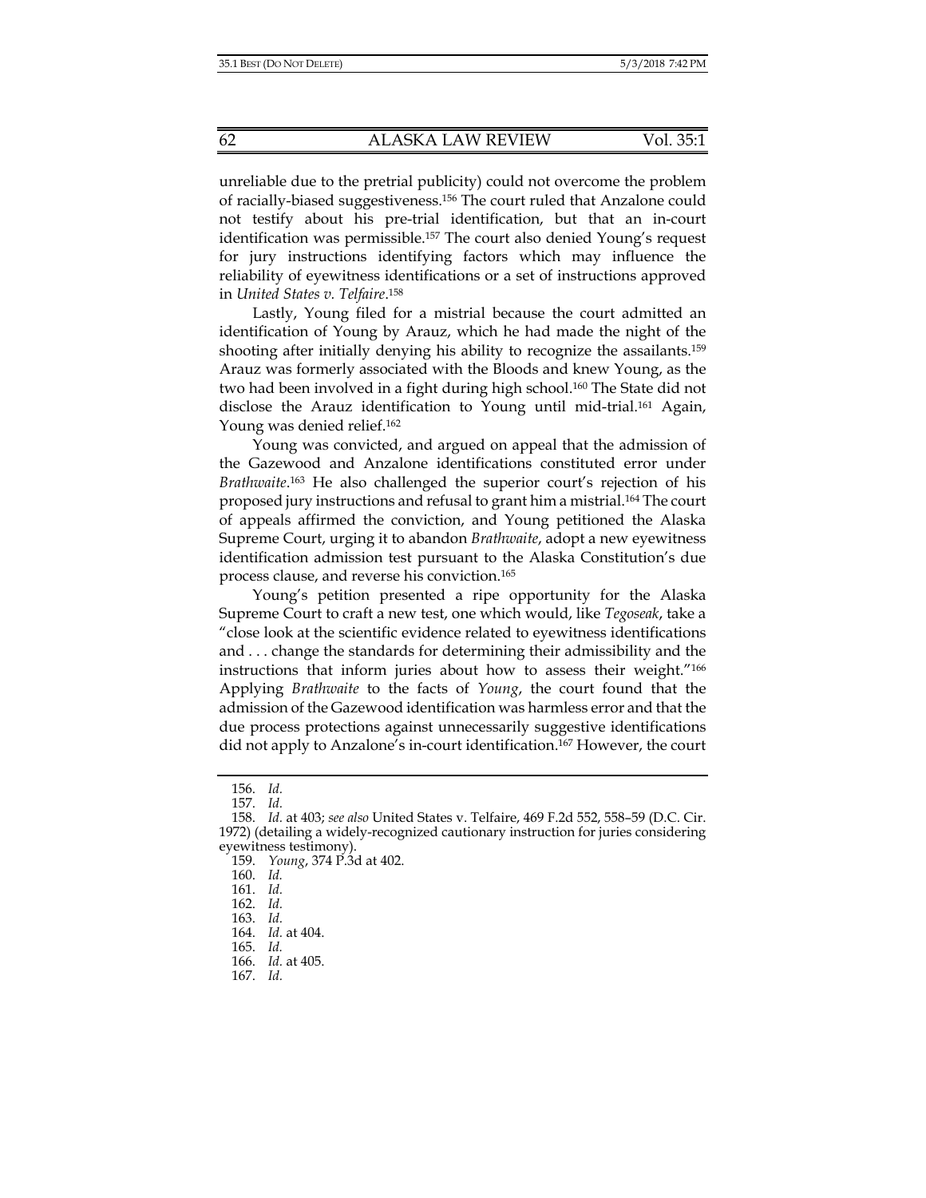unreliable due to the pretrial publicity) could not overcome the problem of racially-biased suggestiveness.[156] The court ruled that Anzalone could not testify about his pre-trial identification, but that an in-court identification was permissible.[157] The court also denied Young's request for jury instructions identifying factors which may influence the reliability of eyewitness identifications or a set of instructions approved in *United States v. Telfaire*.[158]

Lastly, Young filed for a mistrial because the court admitted an identification of Young by Arauz, which he had made the night of the shooting after initially denying his ability to recognize the assailants.[159] Arauz was formerly associated with the Bloods and knew Young, as the two had been involved in a fight during high school.[160] The State did not disclose the Arauz identification to Young until mid-trial.[161] Again, Young was denied relief.[162]

Young was convicted, and argued on appeal that the admission of the Gazewood and Anzalone identifications constituted error under *Brathwaite*.[163] He also challenged the superior court's rejection of his proposed jury instructions and refusal to grant him a mistrial.[164] The court of appeals affirmed the conviction, and Young petitioned the Alaska Supreme Court, urging it to abandon *Brathwaite*, adopt a new eyewitness identification admission test pursuant to the Alaska Constitution's due process clause, and reverse his conviction.[165]

Young's petition presented a ripe opportunity for the Alaska Supreme Court to craft a new test, one which would, like *Tegoseak*, take a "close look at the scientific evidence related to eyewitness identifications and . . . change the standards for determining their admissibility and the instructions that inform juries about how to assess their weight."[166] Applying *Brathwaite* to the facts of *Young*, the court found that the admission of the Gazewood identification was harmless error and that the due process protections against unnecessarily suggestive identifications did not apply to Anzalone's in-court identification.[167] However, the court

---

156. *Id.*

157. *Id.*

158. *Id.* at 403; *see also* United States v. Telfaire, 469 F.2d 552, 558–59 (D.C. Cir. 1972) (detailing a widely-recognized cautionary instruction for juries considering eyewitness testimony).

159. *Young*, 374 P.3d at 402.

160. *Id.*

161. *Id.*

162. *Id.*

163. *Id.*

164. *Id.* at 404.

165. *Id.*

166. *Id.* at 405.

167. *Id.*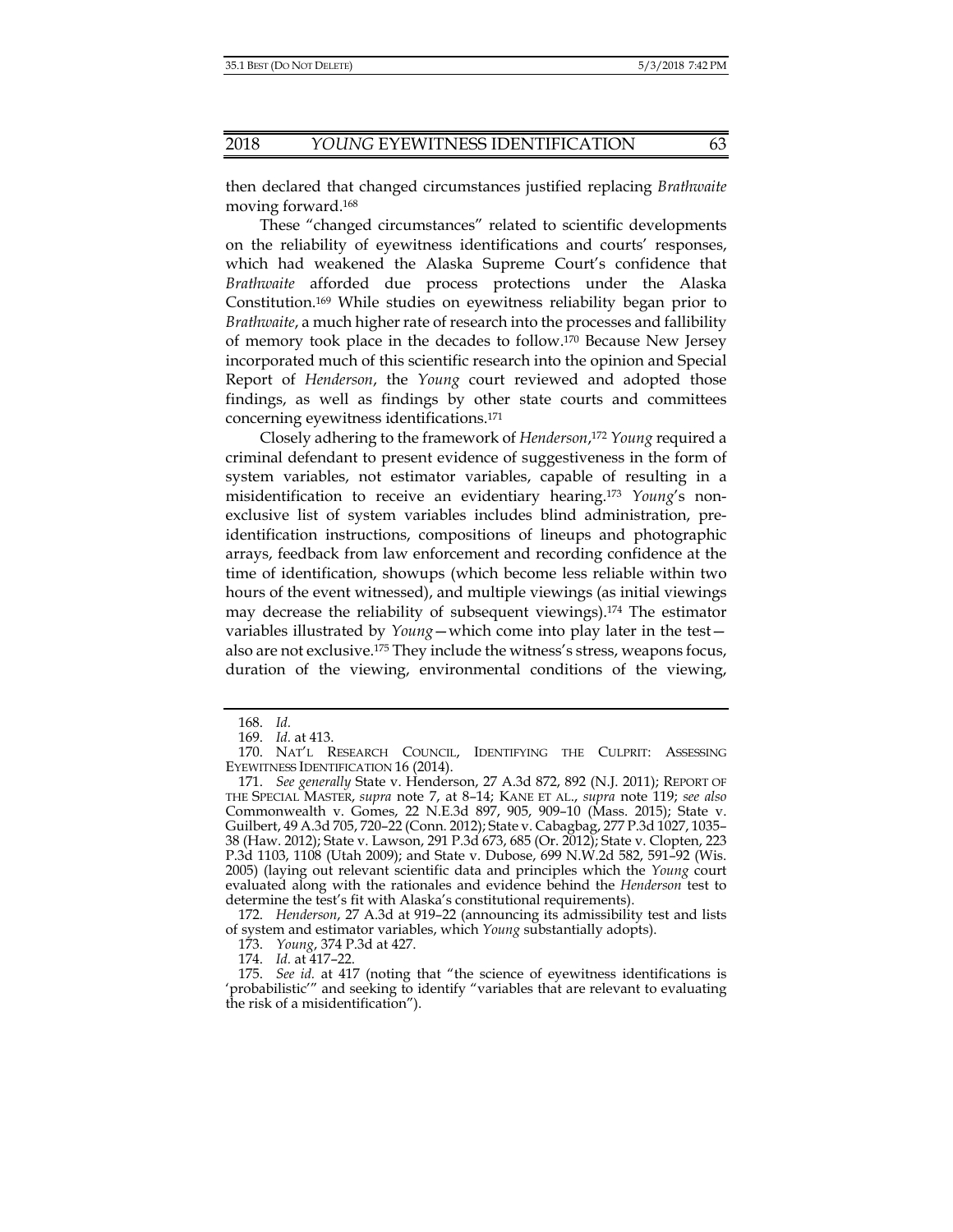then declared that changed circumstances justified replacing *Brathwaite* moving forward.[168]

These "changed circumstances" related to scientific developments on the reliability of eyewitness identifications and courts' responses, which had weakened the Alaska Supreme Court's confidence that *Brathwaite* afforded due process protections under the Alaska Constitution.[169] While studies on eyewitness reliability began prior to *Brathwaite*, a much higher rate of research into the processes and fallibility of memory took place in the decades to follow.[170] Because New Jersey incorporated much of this scientific research into the opinion and Special Report of *Henderson*, the *Young* court reviewed and adopted those findings, as well as findings by other state courts and committees concerning eyewitness identifications.[171]

Closely adhering to the framework of *Henderson*,[172] *Young* required a criminal defendant to present evidence of suggestiveness in the form of system variables, not estimator variables, capable of resulting in a misidentification to receive an evidentiary hearing.[173] *Young*'s non-exclusive list of system variables includes blind administration, pre-identification instructions, compositions of lineups and photographic arrays, feedback from law enforcement and recording confidence at the time of identification, showups (which become less reliable within two hours of the event witnessed), and multiple viewings (as initial viewings may decrease the reliability of subsequent viewings).[174] The estimator variables illustrated by *Young*—which come into play later in the test—also are not exclusive.[175] They include the witness's stress, weapons focus, duration of the viewing, environmental conditions of the viewing,

---

168. *Id.*

169. *Id.* at 413.

170. NAT'L RESEARCH COUNCIL, IDENTIFYING THE CULPRIT: ASSESSING EYEWITNESS IDENTIFICATION 16 (2014).

171. *See generally* State v. Henderson, 27 A.3d 872, 892 (N.J. 2011); REPORT OF THE SPECIAL MASTER, *supra* note 7, at 8–14; KANE ET AL., *supra* note 119; *see also* Commonwealth v. Gomes, 22 N.E.3d 897, 905, 909–10 (Mass. 2015); State v. Guilbert, 49 A.3d 705, 720–22 (Conn. 2012); State v. Cabagbag, 277 P.3d 1027, 1035–38 (Haw. 2012); State v. Lawson, 291 P.3d 673, 685 (Or. 2012); State v. Clopten, 223 P.3d 1103, 1108 (Utah 2009); and State v. Dubose, 699 N.W.2d 582, 591–92 (Wis. 2005) (laying out relevant scientific data and principles which the *Young* court evaluated along with the rationales and evidence behind the *Henderson* test to determine the test's fit with Alaska's constitutional requirements).

172. *Henderson*, 27 A.3d at 919–22 (announcing its admissibility test and lists of system and estimator variables, which *Young* substantially adopts).

173. *Young*, 374 P.3d at 427.

174. *Id.* at 417–22.

175. *See id.* at 417 (noting that "the science of eyewitness identifications is 'probabilistic'" and seeking to identify "variables that are relevant to evaluating the risk of a misidentification").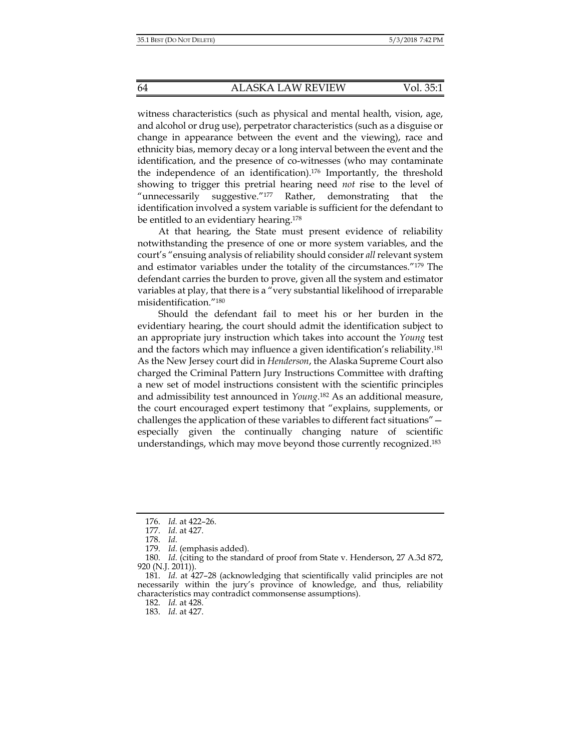witness characteristics (such as physical and mental health, vision, age, and alcohol or drug use), perpetrator characteristics (such as a disguise or change in appearance between the event and the viewing), race and ethnicity bias, memory decay or a long interval between the event and the identification, and the presence of co-witnesses (who may contaminate the independence of an identification).[176] Importantly, the threshold showing to trigger this pretrial hearing need *not* rise to the level of "unnecessarily suggestive."[177] Rather, demonstrating that the identification involved a system variable is sufficient for the defendant to be entitled to an evidentiary hearing.[178]

At that hearing, the State must present evidence of reliability notwithstanding the presence of one or more system variables, and the court's "ensuing analysis of reliability should consider *all* relevant system and estimator variables under the totality of the circumstances."[179] The defendant carries the burden to prove, given all the system and estimator variables at play, that there is a "very substantial likelihood of irreparable misidentification."[180]

Should the defendant fail to meet his or her burden in the evidentiary hearing, the court should admit the identification subject to an appropriate jury instruction which takes into account the *Young* test and the factors which may influence a given identification's reliability.[181] As the New Jersey court did in *Henderson*, the Alaska Supreme Court also charged the Criminal Pattern Jury Instructions Committee with drafting a new set of model instructions consistent with the scientific principles and admissibility test announced in *Young*.[182] As an additional measure, the court encouraged expert testimony that "explains, supplements, or challenges the application of these variables to different fact situations"—especially given the continually changing nature of scientific understandings, which may move beyond those currently recognized.[183]

---

176. *Id.* at 422–26.

177. *Id.* at 427.

178. *Id.*

179. *Id.* (emphasis added).

180. *Id.* (citing to the standard of proof from State v. Henderson, 27 A.3d 872, 920 (N.J. 2011)).

181. *Id.* at 427–28 (acknowledging that scientifically valid principles are not necessarily within the jury's province of knowledge, and thus, reliability characteristics may contradict commonsense assumptions).

182. *Id.* at 428.

183. *Id.* at 427.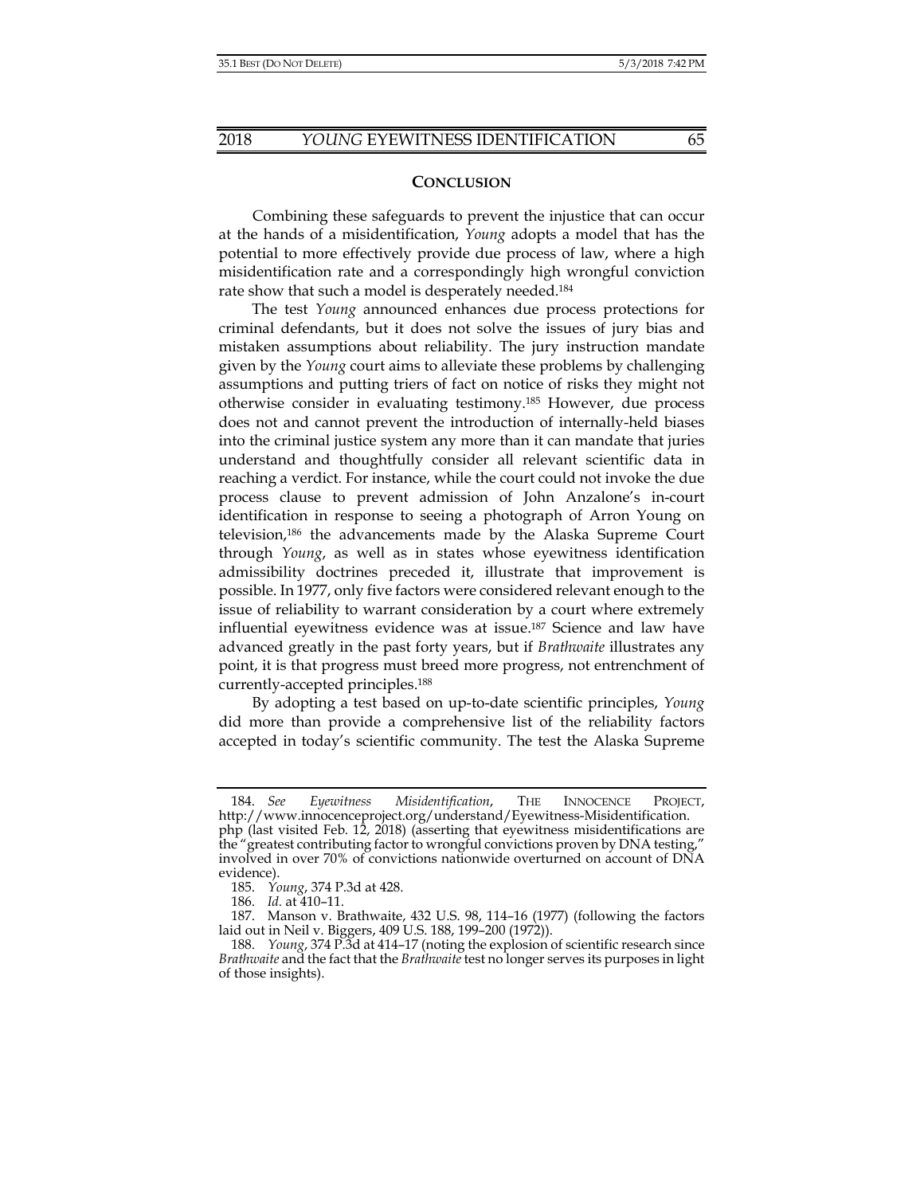## CONCLUSION

Combining these safeguards to prevent the injustice that can occur at the hands of a misidentification, *Young* adopts a model that has the potential to more effectively provide due process of law, where a high misidentification rate and a correspondingly high wrongful conviction rate show that such a model is desperately needed.[184]

The test *Young* announced enhances due process protections for criminal defendants, but it does not solve the issues of jury bias and mistaken assumptions about reliability. The jury instruction mandate given by the *Young* court aims to alleviate these problems by challenging assumptions and putting triers of fact on notice of risks they might not otherwise consider in evaluating testimony.[185] However, due process does not and cannot prevent the introduction of internally-held biases into the criminal justice system any more than it can mandate that juries understand and thoughtfully consider all relevant scientific data in reaching a verdict. For instance, while the court could not invoke the due process clause to prevent admission of John Anzalone's in-court identification in response to seeing a photograph of Arron Young on television,[186] the advancements made by the Alaska Supreme Court through *Young*, as well as in states whose eyewitness identification admissibility doctrines preceded it, illustrate that improvement is possible. In 1977, only five factors were considered relevant enough to the issue of reliability to warrant consideration by a court where extremely influential eyewitness evidence was at issue.[187] Science and law have advanced greatly in the past forty years, but if *Brathwaite* illustrates any point, it is that progress must breed more progress, not entrenchment of currently-accepted principles.[188]

By adopting a test based on up-to-date scientific principles, *Young* did more than provide a comprehensive list of the reliability factors accepted in today's scientific community. The test the Alaska Supreme

---

184. *See* *Eyewitness Misidentification*, THE INNOCENCE PROJECT, http://www.innocenceproject.org/understand/Eyewitness-Misidentification.php (last visited Feb. 12, 2018) (asserting that eyewitness misidentifications are the "greatest contributing factor to wrongful convictions proven by DNA testing," involved in over 70% of convictions nationwide overturned on account of DNA evidence).

185. *Young*, 374 P.3d at 428.

186. *Id.* at 410–11.

187. Manson v. Brathwaite, 432 U.S. 98, 114–16 (1977) (following the factors laid out in Neil v. Biggers, 409 U.S. 188, 199–200 (1972)).

188. *Young*, 374 P.3d at 414–17 (noting the explosion of scientific research since *Brathwaite* and the fact that the *Brathwaite* test no longer serves its purposes in light of those insights).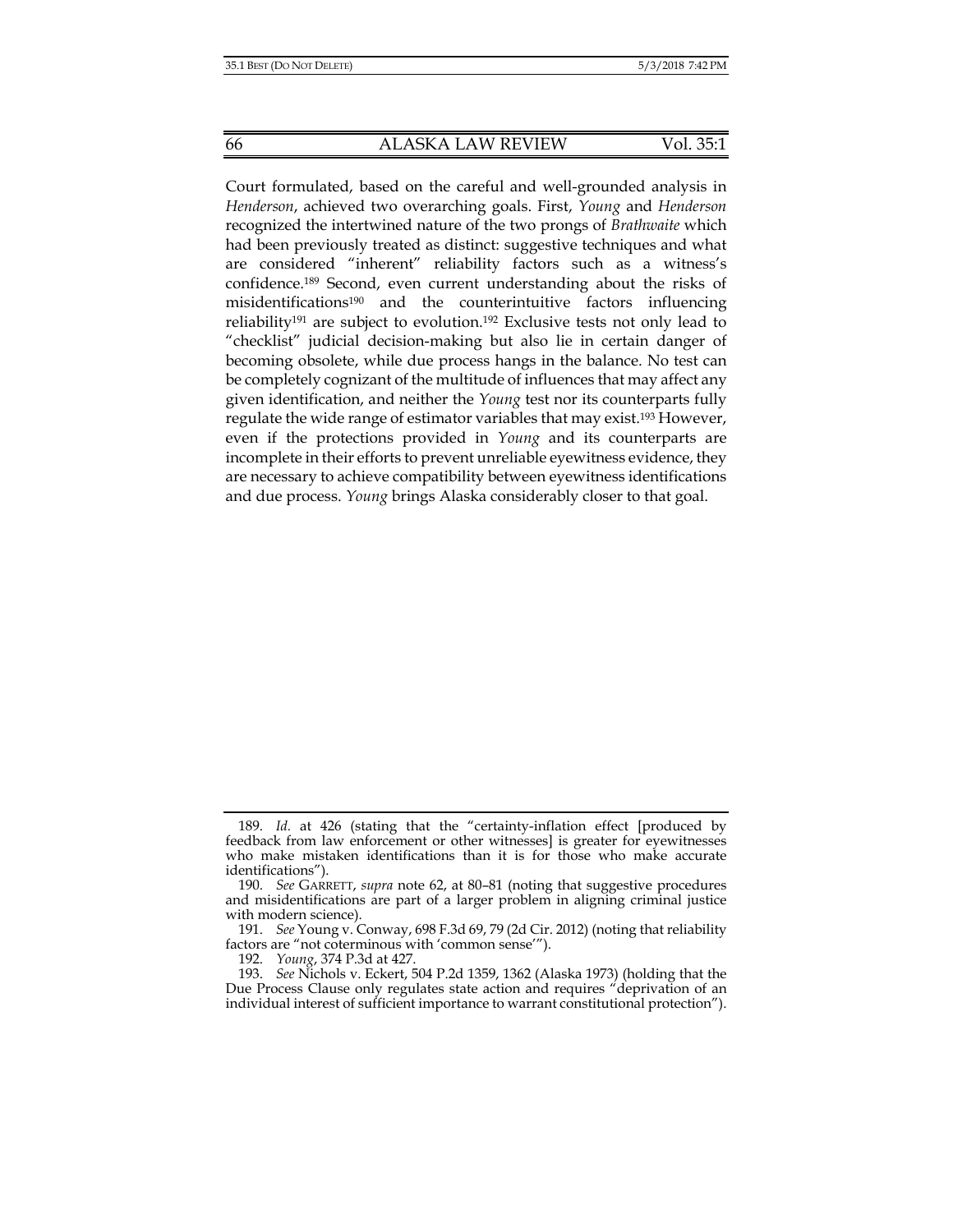Court formulated, based on the careful and well-grounded analysis in *Henderson*, achieved two overarching goals. First, *Young* and *Henderson* recognized the intertwined nature of the two prongs of *Brathwaite* which had been previously treated as distinct: suggestive techniques and what are considered "inherent" reliability factors such as a witness's confidence.[189] Second, even current understanding about the risks of misidentifications[190] and the counterintuitive factors influencing reliability[191] are subject to evolution.[192] Exclusive tests not only lead to "checklist" judicial decision-making but also lie in certain danger of becoming obsolete, while due process hangs in the balance. No test can be completely cognizant of the multitude of influences that may affect any given identification, and neither the *Young* test nor its counterparts fully regulate the wide range of estimator variables that may exist.[193] However, even if the protections provided in *Young* and its counterparts are incomplete in their efforts to prevent unreliable eyewitness evidence, they are necessary to achieve compatibility between eyewitness identifications and due process. *Young* brings Alaska considerably closer to that goal.

---

189. *Id.* at 426 (stating that the "certainty-inflation effect [produced by feedback from law enforcement or other witnesses] is greater for eyewitnesses who make mistaken identifications than it is for those who make accurate identifications").

190. *See* GARRETT, *supra* note 62, at 80–81 (noting that suggestive procedures and misidentifications are part of a larger problem in aligning criminal justice with modern science).

191. *See* Young v. Conway, 698 F.3d 69, 79 (2d Cir. 2012) (noting that reliability factors are "not coterminous with 'common sense'").

192. *Young*, 374 P.3d at 427.

193. *See* Nichols v. Eckert, 504 P.2d 1359, 1362 (Alaska 1973) (holding that the Due Process Clause only regulates state action and requires "deprivation of an individual interest of sufficient importance to warrant constitutional protection").